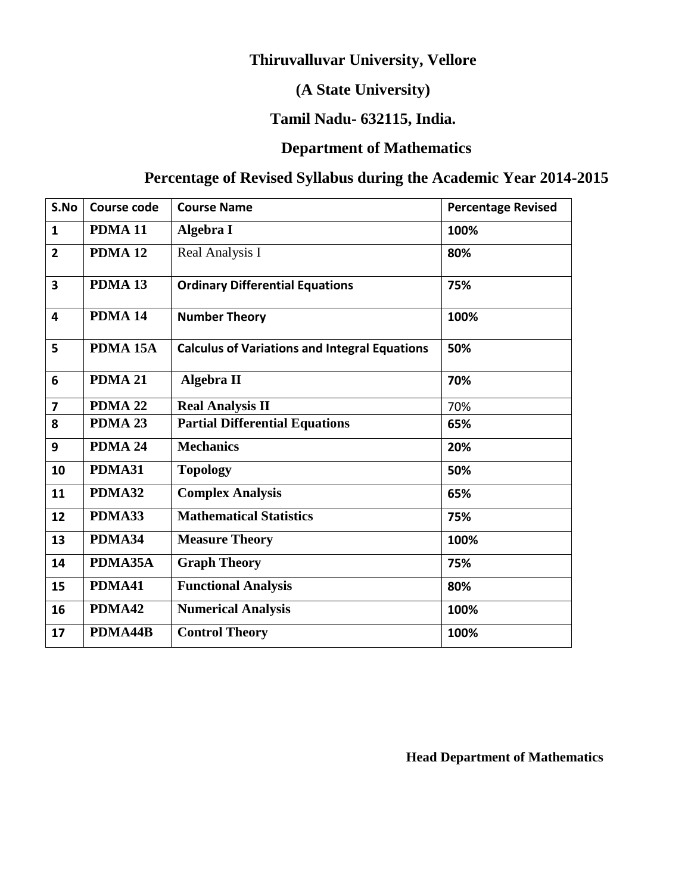# Thiruvalluvar University, Vellore

## (A State University)

## Tamil Nadu- 632115, India.

## Department of Mathematics

## Percentage of Revised Syllabus during the Academic Year 2014-2015

| S.No | Course code | Course Name | Percentage Revised |
|---|---|---|---|
| 1 | PDMA 11 | Algebra I | 100% |
| 2 | PDMA 12 | Real Analysis I | 80% |
| 3 | PDMA 13 | Ordinary Differential Equations | 75% |
| 4 | PDMA 14 | Number Theory | 100% |
| 5 | PDMA 15A | Calculus of Variations and Integral Equations | 50% |
| 6 | PDMA 21 | Algebra II | 70% |
| 7 | PDMA 22 | Real Analysis II | 70% |
| 8 | PDMA 23 | Partial Differential Equations | 65% |
| 9 | PDMA 24 | Mechanics | 20% |
| 10 | PDMA31 | Topology | 50% |
| 11 | PDMA32 | Complex Analysis | 65% |
| 12 | PDMA33 | Mathematical Statistics | 75% |
| 13 | PDMA34 | Measure Theory | 100% |
| 14 | PDMA35A | Graph Theory | 75% |
| 15 | PDMA41 | Functional Analysis | 80% |
| 16 | PDMA42 | Numerical Analysis | 100% |
| 17 | PDMA44B | Control Theory | 100% |

**Head Department of Mathematics**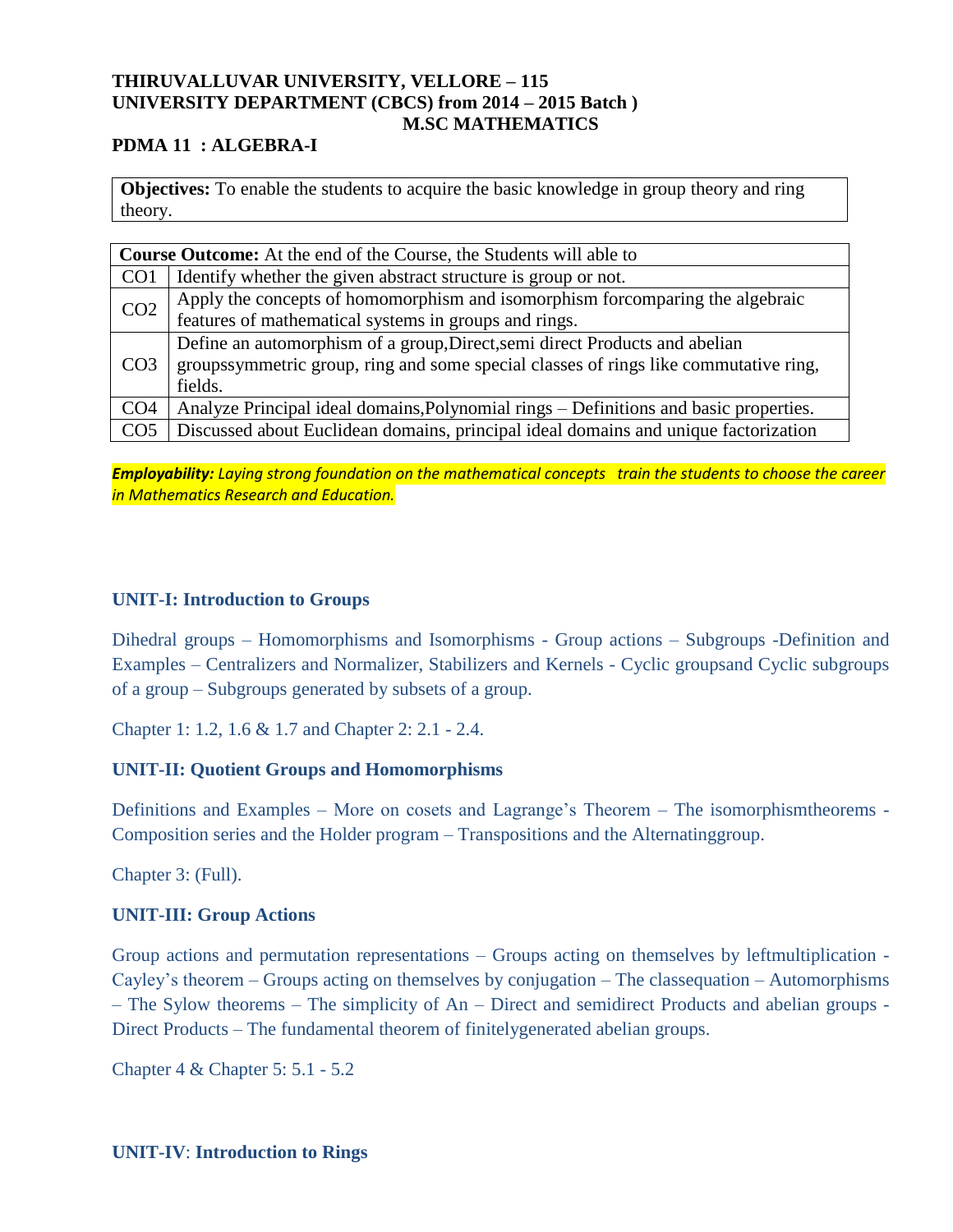**THIRUVALLUVAR UNIVERSITY, VELLORE – 115**
**UNIVERSITY DEPARTMENT (CBCS) from 2014 – 2015 Batch )**
**M.SC MATHEMATICS**

**PDMA 11 : ALGEBRA-I**

| **Objectives:** To enable the students to acquire the basic knowledge in group theory and ring theory. |
|---|

| **Course Outcome:** At the end of the Course, the Students will able to | |
|---|---|
| CO1 | Identify whether the given abstract structure is group or not. |
| CO2 | Apply the concepts of homomorphism and isomorphism forcomparing the algebraic features of mathematical systems in groups and rings. |
| CO3 | Define an automorphism of a group,Direct,semi direct Products and abelian groupssymmetric group, ring and some special classes of rings like commutative ring, fields. |
| CO4 | Analyze Principal ideal domains,Polynomial rings – Definitions and basic properties. |
| CO5 | Discussed about Euclidean domains, principal ideal domains and unique factorization |

***Employability:*** *Laying strong foundation on the mathematical concepts train the students to choose the career in Mathematics Research and Education.*

## UNIT-I: Introduction to Groups

Dihedral groups – Homomorphisms and Isomorphisms - Group actions – Subgroups -Definition and Examples – Centralizers and Normalizer, Stabilizers and Kernels - Cyclic groupsand Cyclic subgroups of a group – Subgroups generated by subsets of a group.

Chapter 1: 1.2, 1.6 & 1.7 and Chapter 2: 2.1 - 2.4.

## UNIT-II: Quotient Groups and Homomorphisms

Definitions and Examples – More on cosets and Lagrange's Theorem – The isomorphismtheorems - Composition series and the Holder program – Transpositions and the Alternatinggroup.

Chapter 3: (Full).

## UNIT-III: Group Actions

Group actions and permutation representations – Groups acting on themselves by leftmultiplication - Cayley's theorem – Groups acting on themselves by conjugation – The classequation – Automorphisms – The Sylow theorems – The simplicity of An – Direct and semidirect Products and abelian groups - Direct Products – The fundamental theorem of finitelygenerated abelian groups.

Chapter 4 & Chapter 5: 5.1 - 5.2

## UNIT-IV: Introduction to Rings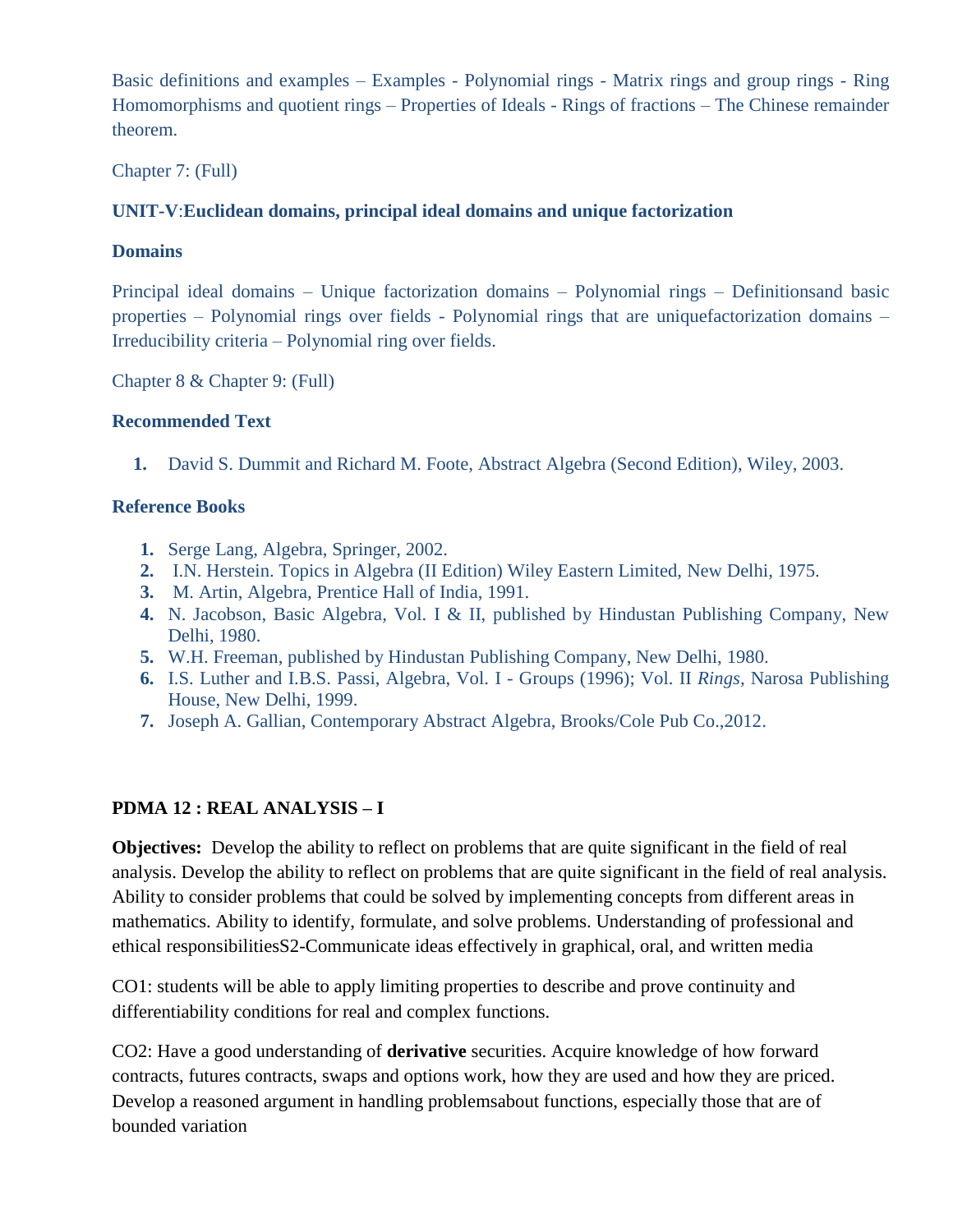Basic definitions and examples – Examples - Polynomial rings - Matrix rings and group rings - Ring Homomorphisms and quotient rings – Properties of Ideals - Rings of fractions – The Chinese remainder theorem.

Chapter 7: (Full)

**UNIT-V**:**Euclidean domains, principal ideal domains and unique factorization**

**Domains**

Principal ideal domains – Unique factorization domains – Polynomial rings – Definitionsand basic properties – Polynomial rings over fields - Polynomial rings that are uniquefactorization domains – Irreducibility criteria – Polynomial ring over fields.

Chapter 8 & Chapter 9: (Full)

**Recommended Text**

1. David S. Dummit and Richard M. Foote, Abstract Algebra (Second Edition), Wiley, 2003.

**Reference Books**

1. Serge Lang, Algebra, Springer, 2002.
2. I.N. Herstein. Topics in Algebra (II Edition) Wiley Eastern Limited, New Delhi, 1975.
3. M. Artin, Algebra, Prentice Hall of India, 1991.
4. N. Jacobson, Basic Algebra, Vol. I & II, published by Hindustan Publishing Company, New Delhi, 1980.
5. W.H. Freeman, published by Hindustan Publishing Company, New Delhi, 1980.
6. I.S. Luther and I.B.S. Passi, Algebra, Vol. I - Groups (1996); Vol. II *Rings,* Narosa Publishing House, New Delhi, 1999.
7. Joseph A. Gallian, Contemporary Abstract Algebra, Brooks/Cole Pub Co.,2012.

**PDMA 12 : REAL ANALYSIS – I**

**Objectives:** Develop the ability to reflect on problems that are quite significant in the field of real analysis. Develop the ability to reflect on problems that are quite significant in the field of real analysis. Ability to consider problems that could be solved by implementing concepts from different areas in mathematics. Ability to identify, formulate, and solve problems. Understanding of professional and ethical responsibilitiesS2-Communicate ideas effectively in graphical, oral, and written media

CO1: students will be able to apply limiting properties to describe and prove continuity and differentiability conditions for real and complex functions.

CO2: Have a good understanding of **derivative** securities. Acquire knowledge of how forward contracts, futures contracts, swaps and options work, how they are used and how they are priced. Develop a reasoned argument in handling problemsabout functions, especially those that are of bounded variation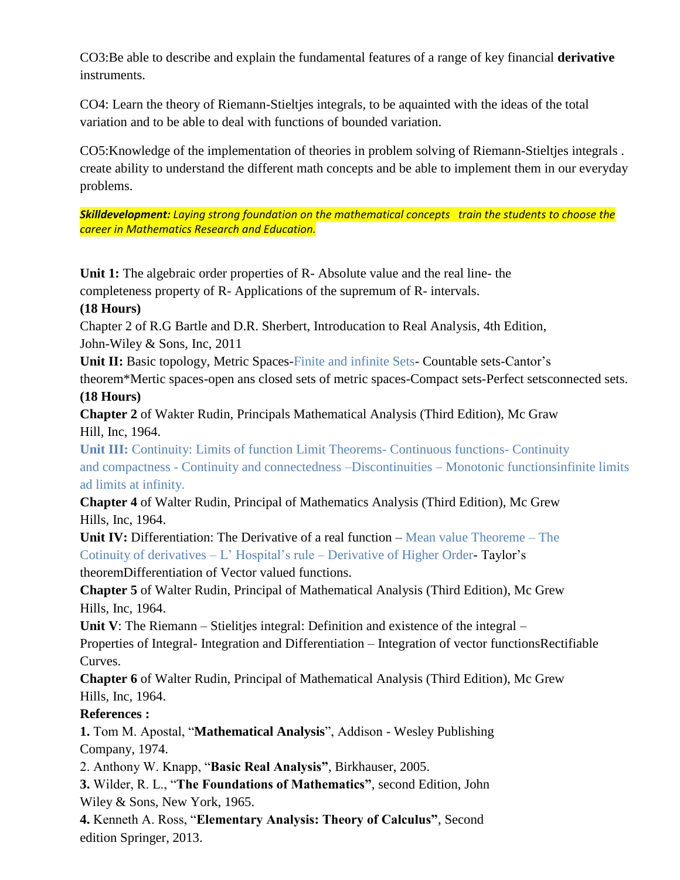CO3:Be able to describe and explain the fundamental features of a range of key financial **derivative** instruments.

CO4: Learn the theory of Riemann-Stieltjes integrals, to be aquainted with the ideas of the total variation and to be able to deal with functions of bounded variation.

CO5:Knowledge of the implementation of theories in problem solving of Riemann-Stieltjes integrals . create ability to understand the different math concepts and be able to implement them in our everyday problems.

***Skilldevelopment:** Laying strong foundation on the mathematical concepts train the students to choose the career in Mathematics Research and Education.*

**Unit 1:** The algebraic order properties of R- Absolute value and the real line- the completeness property of R- Applications of the supremum of R- intervals.
**(18 Hours)**
Chapter 2 of R.G Bartle and D.R. Sherbert, Introducation to Real Analysis, 4th Edition, John-Wiley & Sons, Inc, 2011

**Unit II:** Basic topology, Metric Spaces-Finite and infinite Sets- Countable sets-Cantor's theorem*Mertic spaces-open ans closed sets of metric spaces-Compact sets-Perfect setsconnected sets.
**(18 Hours)**
**Chapter 2** of Wakter Rudin, Principals Mathematical Analysis (Third Edition), Mc Graw Hill, Inc, 1964.

**Unit III:** Continuity: Limits of function Limit Theorems- Continuous functions- Continuity and compactness - Continuity and connectedness –Discontinuities – Monotonic functionsinfinite limits ad limits at infinity.
**Chapter 4** of Walter Rudin, Principal of Mathematics Analysis (Third Edition), Mc Grew Hills, Inc, 1964.

**Unit IV:** Differentiation: The Derivative of a real function – Mean value Theoreme – The Cotinuity of derivatives – L' Hospital's rule – Derivative of Higher Order- Taylor's theoremDifferentiation of Vector valued functions.
**Chapter 5** of Walter Rudin, Principal of Mathematical Analysis (Third Edition), Mc Grew Hills, Inc, 1964.

**Unit V**: The Riemann – Stielitjes integral: Definition and existence of the integral – Properties of Integral- Integration and Differentiation – Integration of vector functionsRectifiable Curves.
**Chapter 6** of Walter Rudin, Principal of Mathematical Analysis (Third Edition), Mc Grew Hills, Inc, 1964.

**References :**

**1.** Tom M. Apostal, "**Mathematical Analysis**", Addison - Wesley Publishing Company, 1974.

2. Anthony W. Knapp, "**Basic Real Analysis"**, Birkhauser, 2005.

**3.** Wilder, R. L., "**The Foundations of Mathematics"**, second Edition, John Wiley & Sons, New York, 1965.

**4.** Kenneth A. Ross, "**Elementary Analysis: Theory of Calculus"**, Second edition Springer, 2013.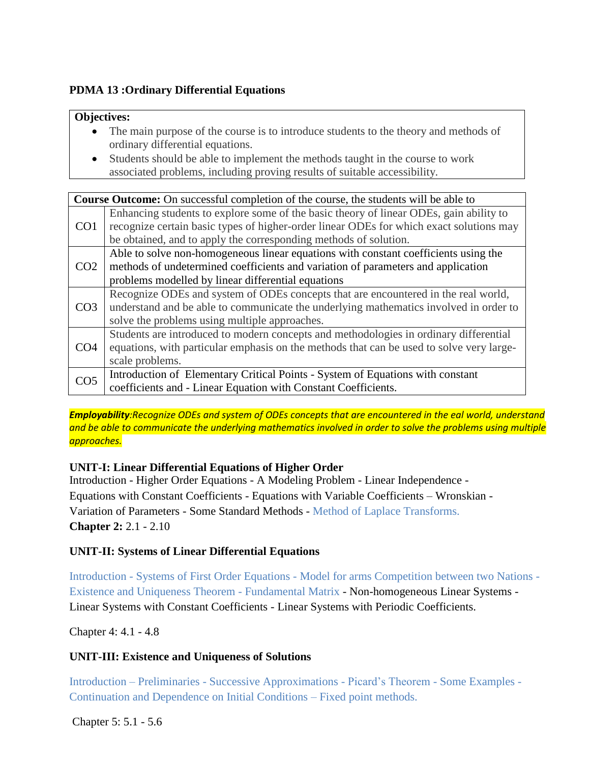**PDMA 13 :Ordinary Differential Equations**

| **Objectives:** |
|---|
| • The main purpose of the course is to introduce students to the theory and methods of ordinary differential equations. <br> • Students should be able to implement the methods taught in the course to work associated problems, including proving results of suitable accessibility. |

| **Course Outcome:** On successful completion of the course, the students will be able to | |
|---|---|
| CO1 | Enhancing students to explore some of the basic theory of linear ODEs, gain ability to recognize certain basic types of higher-order linear ODEs for which exact solutions may be obtained, and to apply the corresponding methods of solution. |
| CO2 | Able to solve non-homogeneous linear equations with constant coefficients using the methods of undetermined coefficients and variation of parameters and application problems modelled by linear differential equations |
| CO3 | Recognize ODEs and system of ODEs concepts that are encountered in the real world, understand and be able to communicate the underlying mathematics involved in order to solve the problems using multiple approaches. |
| CO4 | Students are introduced to modern concepts and methodologies in ordinary differential equations, with particular emphasis on the methods that can be used to solve very large-scale problems. |
| CO5 | Introduction of Elementary Critical Points - System of Equations with constant coefficients and - Linear Equation with Constant Coefficients. |

***Employability****:Recognize ODEs and system of ODEs concepts that are encountered in the eal world, understand and be able to communicate the underlying mathematics involved in order to solve the problems using multiple approaches.*

**UNIT-I: Linear Differential Equations of Higher Order**

Introduction - Higher Order Equations - A Modeling Problem - Linear Independence - Equations with Constant Coefficients - Equations with Variable Coefficients – Wronskian - Variation of Parameters - Some Standard Methods - Method of Laplace Transforms.

**Chapter 2:** 2.1 - 2.10

**UNIT-II: Systems of Linear Differential Equations**

Introduction - Systems of First Order Equations - Model for arms Competition between two Nations - Existence and Uniqueness Theorem - Fundamental Matrix - Non-homogeneous Linear Systems - Linear Systems with Constant Coefficients - Linear Systems with Periodic Coefficients.

Chapter 4: 4.1 - 4.8

**UNIT-III: Existence and Uniqueness of Solutions**

Introduction – Preliminaries - Successive Approximations - Picard's Theorem - Some Examples - Continuation and Dependence on Initial Conditions – Fixed point methods.

Chapter 5: 5.1 - 5.6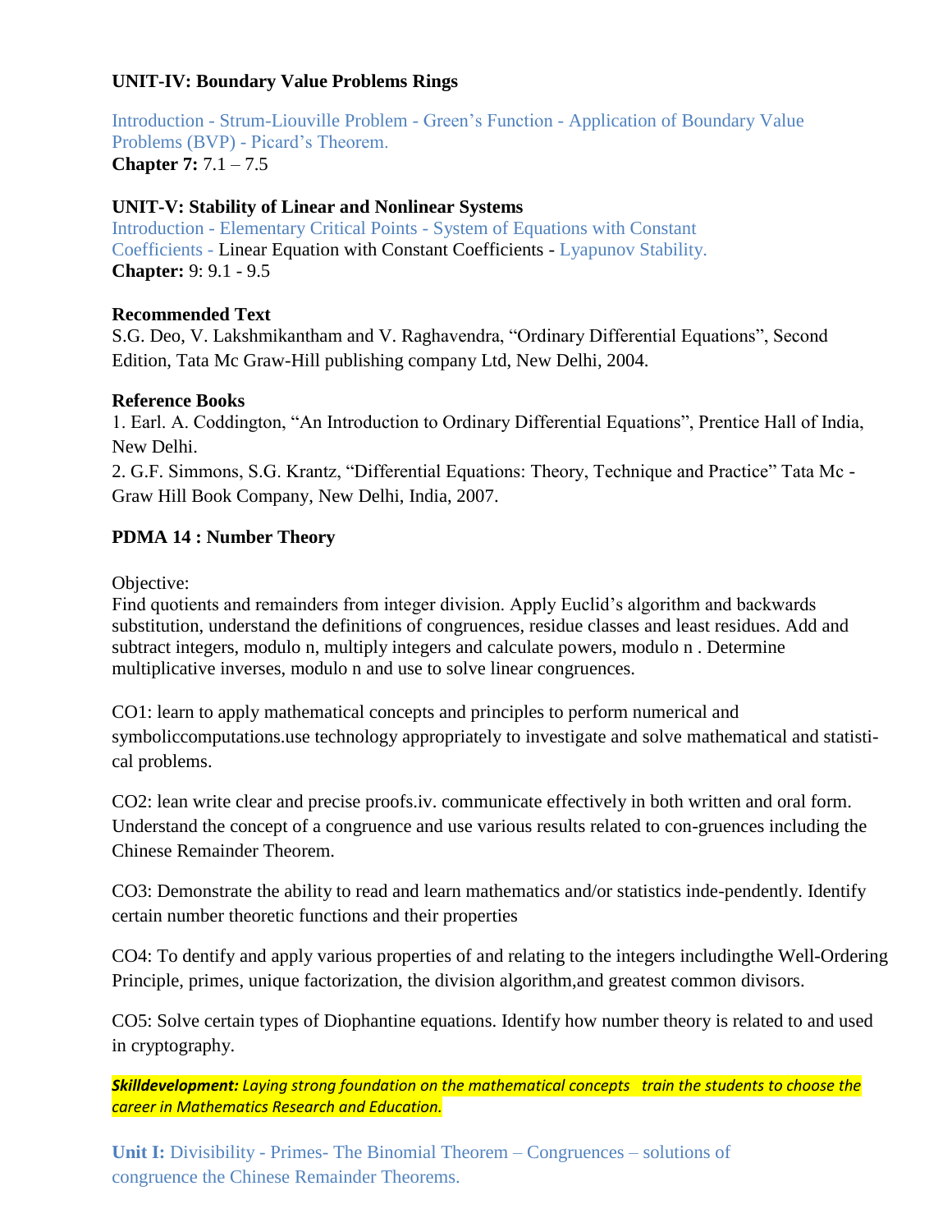**UNIT-IV: Boundary Value Problems Rings**

Introduction - Strum-Liouville Problem - Green's Function - Application of Boundary Value Problems (BVP) - Picard's Theorem.
**Chapter 7:** 7.1 – 7.5

**UNIT-V: Stability of Linear and Nonlinear Systems**
Introduction - Elementary Critical Points - System of Equations with Constant Coefficients - Linear Equation with Constant Coefficients - Lyapunov Stability.
**Chapter:** 9: 9.1 - 9.5

**Recommended Text**
S.G. Deo, V. Lakshmikantham and V. Raghavendra, "Ordinary Differential Equations", Second Edition, Tata Mc Graw-Hill publishing company Ltd, New Delhi, 2004.

**Reference Books**
1. Earl. A. Coddington, "An Introduction to Ordinary Differential Equations", Prentice Hall of India, New Delhi.
2. G.F. Simmons, S.G. Krantz, "Differential Equations: Theory, Technique and Practice" Tata Mc - Graw Hill Book Company, New Delhi, India, 2007.

## PDMA 14 : Number Theory

Objective:
Find quotients and remainders from integer division. Apply Euclid's algorithm and backwards substitution, understand the definitions of congruences, residue classes and least residues. Add and subtract integers, modulo n, multiply integers and calculate powers, modulo n . Determine multiplicative inverses, modulo n and use to solve linear congruences.

CO1: learn to apply mathematical concepts and principles to perform numerical and symboliccomputations.use technology appropriately to investigate and solve mathematical and statistical problems.

CO2: lean write clear and precise proofs.iv. communicate effectively in both written and oral form. Understand the concept of a congruence and use various results related to con-gruences including the Chinese Remainder Theorem.

CO3: Demonstrate the ability to read and learn mathematics and/or statistics inde-pendently. Identify certain number theoretic functions and their properties

CO4: To dentify and apply various properties of and relating to the integers includingthe Well-Ordering Principle, primes, unique factorization, the division algorithm,and greatest common divisors.

CO5: Solve certain types of Diophantine equations. Identify how number theory is related to and used in cryptography.

***Skilldevelopment:** Laying strong foundation on the mathematical concepts train the students to choose the career in Mathematics Research and Education.*

**Unit I:** Divisibility - Primes- The Binomial Theorem – Congruences – solutions of congruence the Chinese Remainder Theorems.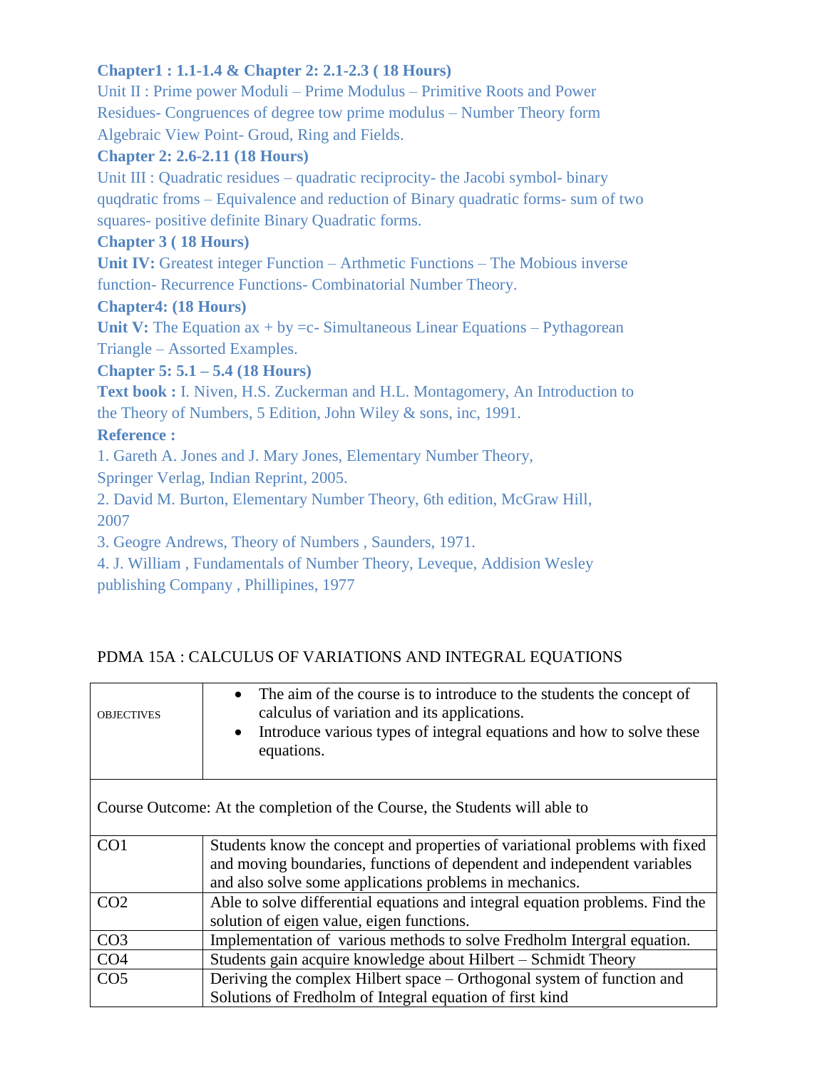**Chapter1 : 1.1-1.4 & Chapter 2: 2.1-2.3 ( 18 Hours)**

Unit II : Prime power Moduli – Prime Modulus – Primitive Roots and Power Residues- Congruences of degree tow prime modulus – Number Theory form Algebraic View Point- Groud, Ring and Fields.

**Chapter 2: 2.6-2.11 (18 Hours)**

Unit III : Quadratic residues – quadratic reciprocity- the Jacobi symbol- binary quqdratic froms – Equivalence and reduction of Binary quadratic forms- sum of two squares- positive definite Binary Quadratic forms.

**Chapter 3 ( 18 Hours)**

**Unit IV:** Greatest integer Function – Arthmetic Functions – The Mobious inverse function- Recurrence Functions- Combinatorial Number Theory.

**Chapter4: (18 Hours)**

**Unit V:** The Equation ax + by =c- Simultaneous Linear Equations – Pythagorean Triangle – Assorted Examples.

**Chapter 5: 5.1 – 5.4 (18 Hours)**

**Text book :** I. Niven, H.S. Zuckerman and H.L. Montagomery, An Introduction to the Theory of Numbers, 5 Edition, John Wiley & sons, inc, 1991.

**Reference :**

1. Gareth A. Jones and J. Mary Jones, Elementary Number Theory, Springer Verlag, Indian Reprint, 2005.
2. David M. Burton, Elementary Number Theory, 6th edition, McGraw Hill, 2007
3. Geogre Andrews, Theory of Numbers , Saunders, 1971.
4. J. William , Fundamentals of Number Theory, Leveque, Addision Wesley publishing Company , Phillipines, 1977

PDMA 15A : CALCULUS OF VARIATIONS AND INTEGRAL EQUATIONS

| OBJECTIVES | • The aim of the course is to introduce to the students the concept of calculus of variation and its applications.<br>• Introduce various types of integral equations and how to solve these equations. |
|---|---|
| Course Outcome: At the completion of the Course, the Students will able to | |
| CO1 | Students know the concept and properties of variational problems with fixed and moving boundaries, functions of dependent and independent variables and also solve some applications problems in mechanics. |
| CO2 | Able to solve differential equations and integral equation problems. Find the solution of eigen value, eigen functions. |
| CO3 | Implementation of various methods to solve Fredholm Intergral equation. |
| CO4 | Students gain acquire knowledge about Hilbert – Schmidt Theory |
| CO5 | Deriving the complex Hilbert space – Orthogonal system of function and Solutions of Fredholm of Integral equation of first kind |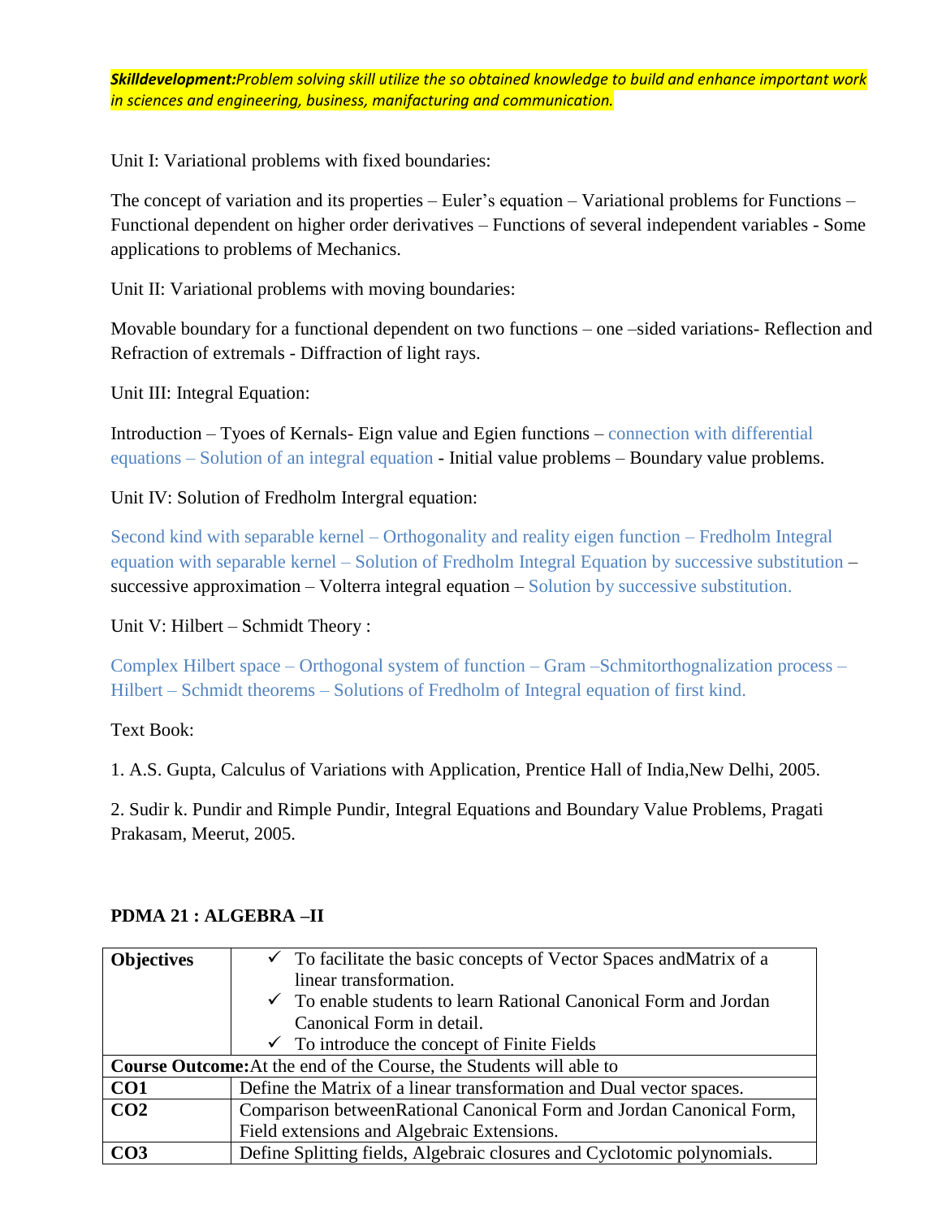***Skilldevelopment:**Problem solving skill utilize the so obtained knowledge to build and enhance important work in sciences and engineering, business, manifacturing and communication.*

Unit I: Variational problems with fixed boundaries:

The concept of variation and its properties – Euler's equation – Variational problems for Functions – Functional dependent on higher order derivatives – Functions of several independent variables - Some applications to problems of Mechanics.

Unit II: Variational problems with moving boundaries:

Movable boundary for a functional dependent on two functions – one –sided variations- Reflection and Refraction of extremals - Diffraction of light rays.

Unit III: Integral Equation:

Introduction – Tyoes of Kernals- Eign value and Egien functions – connection with differential equations – Solution of an integral equation - Initial value problems – Boundary value problems.

Unit IV: Solution of Fredholm Intergral equation:

Second kind with separable kernel – Orthogonality and reality eigen function – Fredholm Integral equation with separable kernel – Solution of Fredholm Integral Equation by successive substitution – successive approximation – Volterra integral equation – Solution by successive substitution.

Unit V: Hilbert – Schmidt Theory :

Complex Hilbert space – Orthogonal system of function – Gram –Schmitorthognalization process – Hilbert – Schmidt theorems – Solutions of Fredholm of Integral equation of first kind.

Text Book:

1. A.S. Gupta, Calculus of Variations with Application, Prentice Hall of India,New Delhi, 2005.

2. Sudir k. Pundir and Rimple Pundir, Integral Equations and Boundary Value Problems, Pragati Prakasam, Meerut, 2005.

**PDMA 21 : ALGEBRA –II**

| **Objectives** | ✓ To facilitate the basic concepts of Vector Spaces andMatrix of a linear transformation.<br>✓ To enable students to learn Rational Canonical Form and Jordan Canonical Form in detail.<br>✓ To introduce the concept of Finite Fields |
|---|---|
| **Course Outcome:**At the end of the Course, the Students will able to | |
| **CO1** | Define the Matrix of a linear transformation and Dual vector spaces. |
| **CO2** | Comparison betweenRational Canonical Form and Jordan Canonical Form, Field extensions and Algebraic Extensions. |
| **CO3** | Define Splitting fields, Algebraic closures and Cyclotomic polynomials. |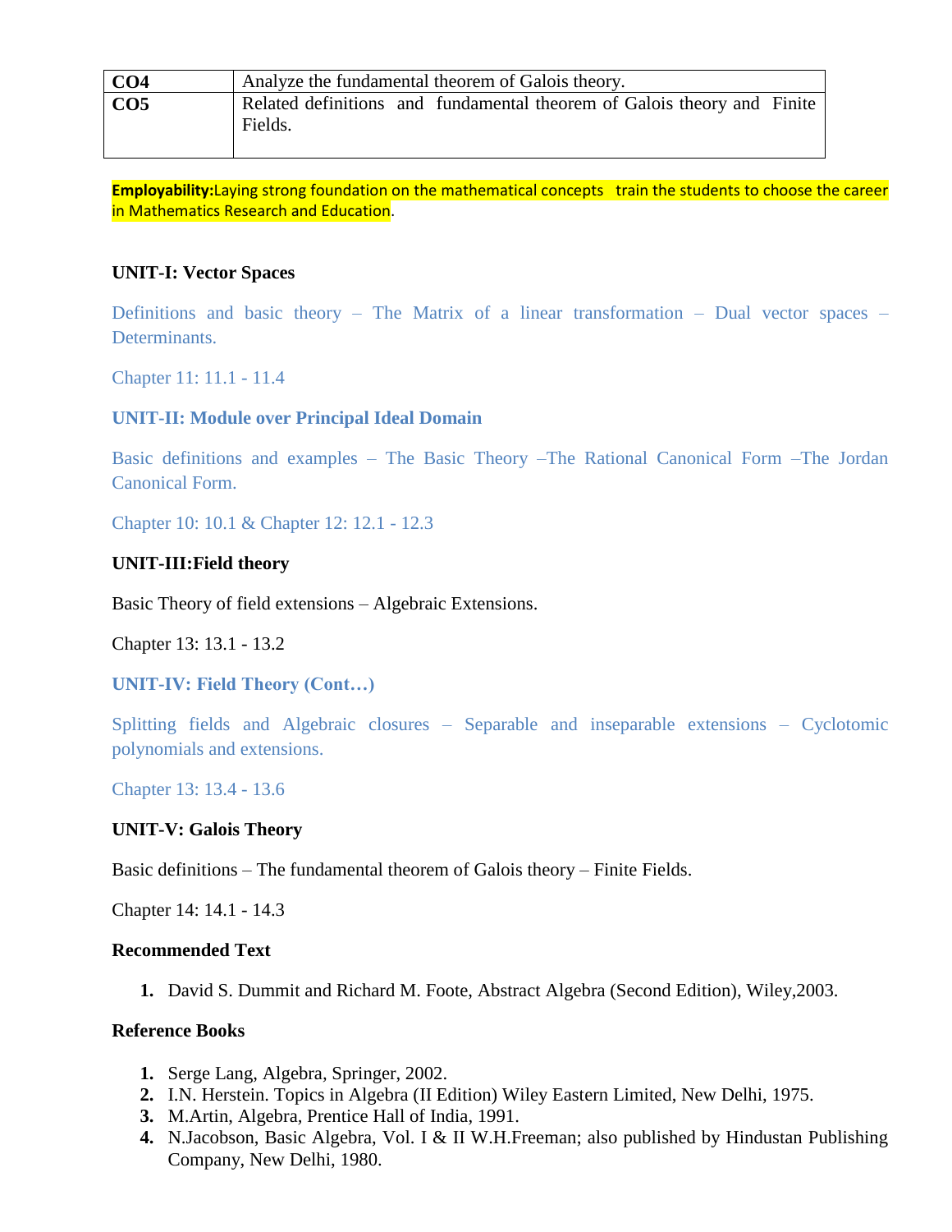| CO4 | Analyze the fundamental theorem of Galois theory. |
|---|---|
| CO5 | Related definitions and fundamental theorem of Galois theory and Finite Fields. |

**Employability:**Laying strong foundation on the mathematical concepts train the students to choose the career in Mathematics Research and Education.

**UNIT-I: Vector Spaces**

Definitions and basic theory – The Matrix of a linear transformation – Dual vector spaces – Determinants.

Chapter 11: 11.1 - 11.4

**UNIT-II: Module over Principal Ideal Domain**

Basic definitions and examples – The Basic Theory –The Rational Canonical Form –The Jordan Canonical Form.

Chapter 10: 10.1 & Chapter 12: 12.1 - 12.3

**UNIT-III:Field theory**

Basic Theory of field extensions – Algebraic Extensions.

Chapter 13: 13.1 - 13.2

**UNIT-IV: Field Theory (Cont…)**

Splitting fields and Algebraic closures – Separable and inseparable extensions – Cyclotomic polynomials and extensions.

Chapter 13: 13.4 - 13.6

**UNIT-V: Galois Theory**

Basic definitions – The fundamental theorem of Galois theory – Finite Fields.

Chapter 14: 14.1 - 14.3

**Recommended Text**

1. David S. Dummit and Richard M. Foote, Abstract Algebra (Second Edition), Wiley,2003.

**Reference Books**

1. Serge Lang, Algebra, Springer, 2002.
2. I.N. Herstein. Topics in Algebra (II Edition) Wiley Eastern Limited, New Delhi, 1975.
3. M.Artin, Algebra, Prentice Hall of India, 1991.
4. N.Jacobson, Basic Algebra, Vol. I & II W.H.Freeman; also published by Hindustan Publishing Company, New Delhi, 1980.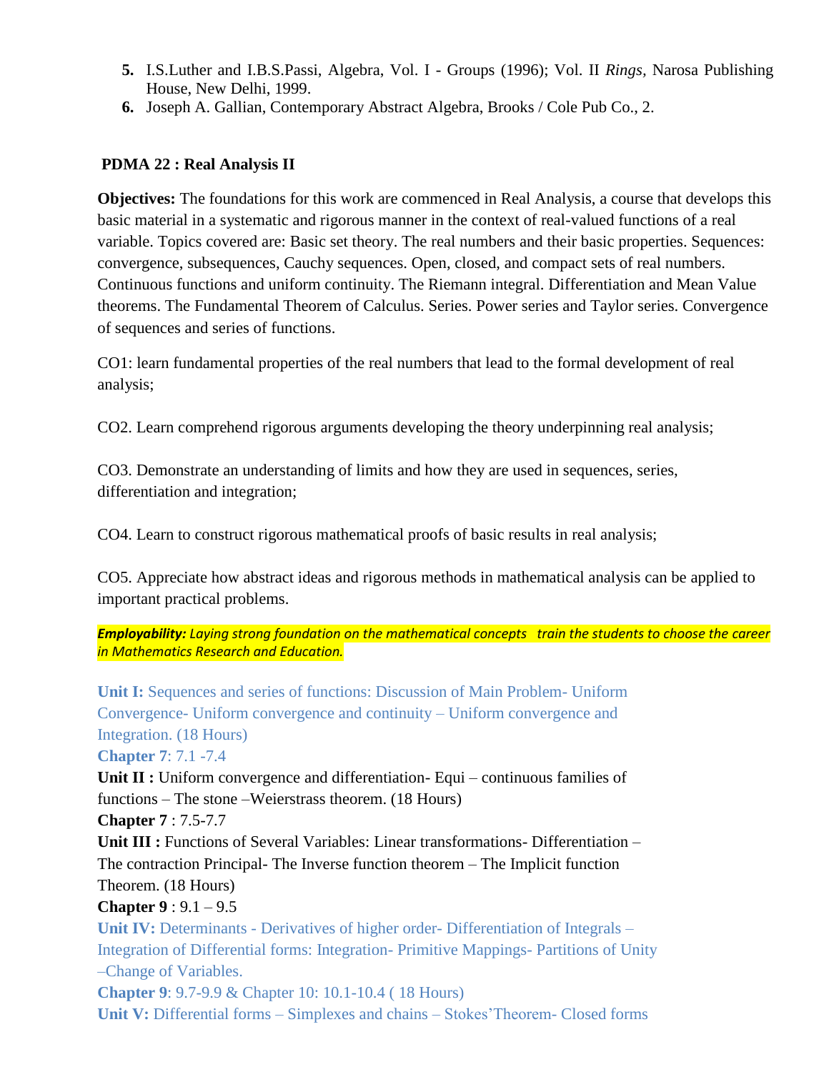5. I.S.Luther and I.B.S.Passi, Algebra, Vol. I - Groups (1996); Vol. II *Rings*, Narosa Publishing House, New Delhi, 1999.
6. Joseph A. Gallian, Contemporary Abstract Algebra, Brooks / Cole Pub Co., 2.

### PDMA 22 : Real Analysis II

**Objectives:** The foundations for this work are commenced in Real Analysis, a course that develops this basic material in a systematic and rigorous manner in the context of real-valued functions of a real variable. Topics covered are: Basic set theory. The real numbers and their basic properties. Sequences: convergence, subsequences, Cauchy sequences. Open, closed, and compact sets of real numbers. Continuous functions and uniform continuity. The Riemann integral. Differentiation and Mean Value theorems. The Fundamental Theorem of Calculus. Series. Power series and Taylor series. Convergence of sequences and series of functions.

CO1: learn fundamental properties of the real numbers that lead to the formal development of real analysis;

CO2. Learn comprehend rigorous arguments developing the theory underpinning real analysis;

CO3. Demonstrate an understanding of limits and how they are used in sequences, series, differentiation and integration;

CO4. Learn to construct rigorous mathematical proofs of basic results in real analysis;

CO5. Appreciate how abstract ideas and rigorous methods in mathematical analysis can be applied to important practical problems.

***Employability:*** *Laying strong foundation on the mathematical concepts train the students to choose the career in Mathematics Research and Education.*

**Unit I:** Sequences and series of functions: Discussion of Main Problem- Uniform Convergence- Uniform convergence and continuity – Uniform convergence and Integration. (18 Hours)
**Chapter 7**: 7.1 -7.4
**Unit II :** Uniform convergence and differentiation- Equi – continuous families of functions – The stone –Weierstrass theorem. (18 Hours)
**Chapter 7** : 7.5-7.7
**Unit III :** Functions of Several Variables: Linear transformations- Differentiation – The contraction Principal- The Inverse function theorem – The Implicit function Theorem. (18 Hours)
**Chapter 9** : 9.1 – 9.5
**Unit IV:** Determinants - Derivatives of higher order- Differentiation of Integrals – Integration of Differential forms: Integration- Primitive Mappings- Partitions of Unity –Change of Variables.
**Chapter 9**: 9.7-9.9 & Chapter 10: 10.1-10.4 ( 18 Hours)
**Unit V:** Differential forms – Simplexes and chains – Stokes'Theorem- Closed forms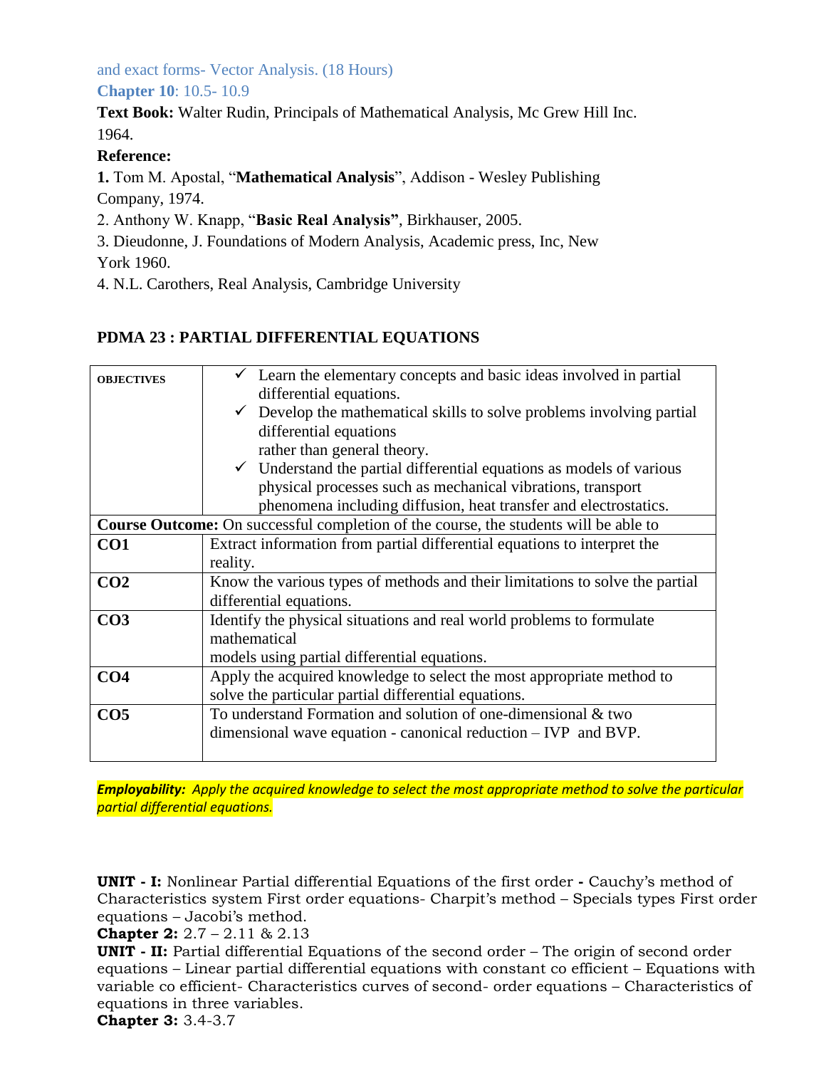and exact forms- Vector Analysis. (18 Hours)

**Chapter 10**: 10.5- 10.9

**Text Book:** Walter Rudin, Principals of Mathematical Analysis, Mc Grew Hill Inc. 1964.

**Reference:**

**1.** Tom M. Apostal, “**Mathematical Analysis**”, Addison - Wesley Publishing Company, 1974.

2. Anthony W. Knapp, “**Basic Real Analysis”**, Birkhauser, 2005.

3. Dieudonne, J. Foundations of Modern Analysis, Academic press, Inc, New York 1960.

4. N.L. Carothers, Real Analysis, Cambridge University

## PDMA 23 : PARTIAL DIFFERENTIAL EQUATIONS

| **OBJECTIVES** | ✓ Learn the elementary concepts and basic ideas involved in partial differential equations.<br>✓ Develop the mathematical skills to solve problems involving partial differential equations rather than general theory.<br>✓ Understand the partial differential equations as models of various physical processes such as mechanical vibrations, transport phenomena including diffusion, heat transfer and electrostatics. |
|---|---|
| **Course Outcome:** On successful completion of the course, the students will be able to | |
| **CO1** | Extract information from partial differential equations to interpret the reality. |
| **CO2** | Know the various types of methods and their limitations to solve the partial differential equations. |
| **CO3** | Identify the physical situations and real world problems to formulate mathematical models using partial differential equations. |
| **CO4** | Apply the acquired knowledge to select the most appropriate method to solve the particular partial differential equations. |
| **CO5** | To understand Formation and solution of one-dimensional & two dimensional wave equation - canonical reduction – IVP and BVP. |

***Employability:** Apply the acquired knowledge to select the most appropriate method to solve the particular partial differential equations.*

**UNIT - I:** Nonlinear Partial differential Equations of the first order **-** Cauchy’s method of Characteristics system First order equations- Charpit’s method – Specials types First order equations – Jacobi’s method.

**Chapter 2:** 2.7 – 2.11 & 2.13

**UNIT - II:** Partial differential Equations of the second order – The origin of second order equations – Linear partial differential equations with constant co efficient – Equations with variable co efficient- Characteristics curves of second- order equations – Characteristics of equations in three variables.

**Chapter 3:** 3.4-3.7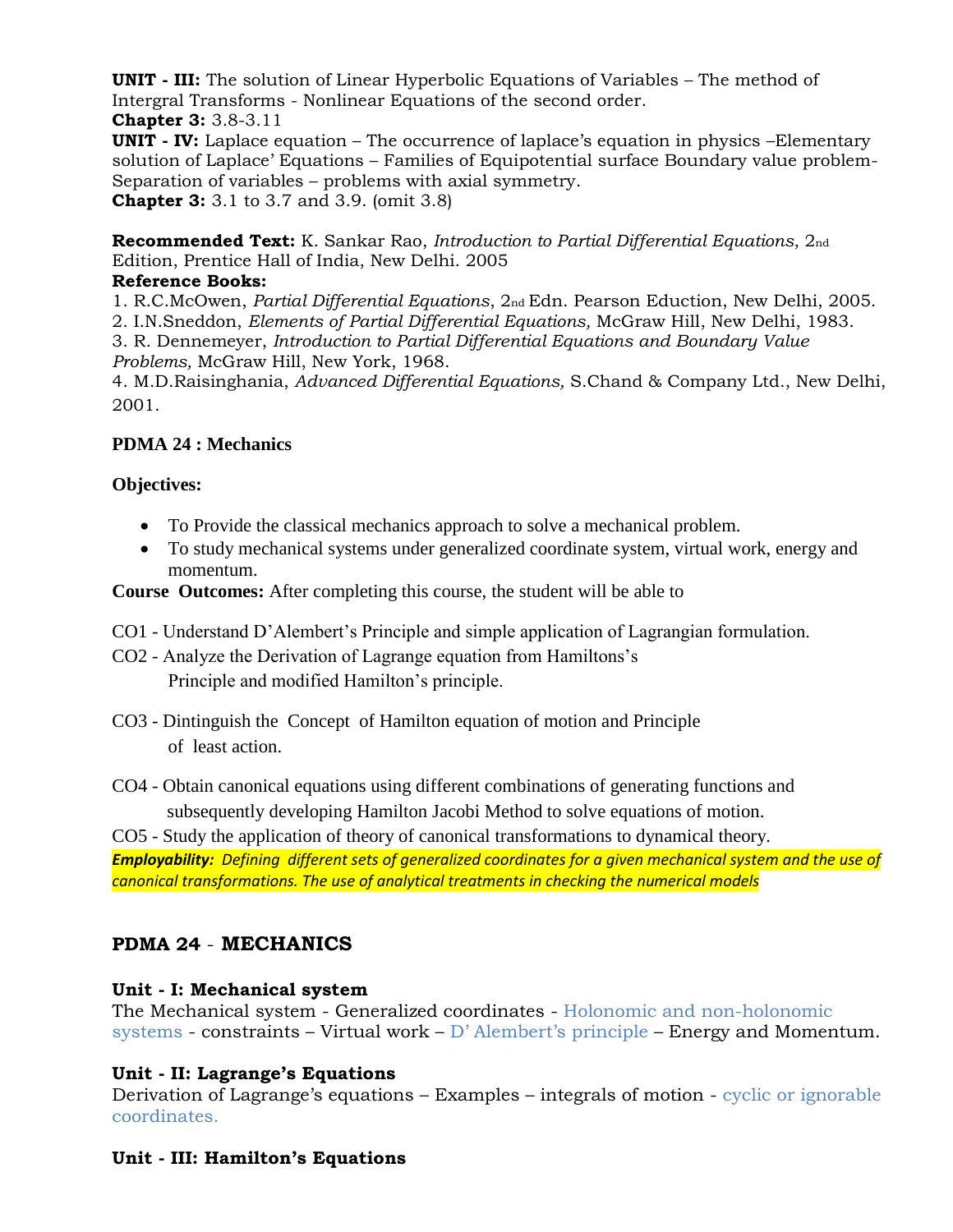**UNIT - III:** The solution of Linear Hyperbolic Equations of Variables – The method of Intergral Transforms - Nonlinear Equations of the second order.
**Chapter 3:** 3.8-3.11
**UNIT - IV:** Laplace equation – The occurrence of laplace's equation in physics –Elementary solution of Laplace' Equations – Families of Equipotential surface Boundary value problem- Separation of variables – problems with axial symmetry.
**Chapter 3:** 3.1 to 3.7 and 3.9. (omit 3.8)

**Recommended Text:** K. Sankar Rao, *Introduction to Partial Differential Equations*, 2nd Edition, Prentice Hall of India, New Delhi. 2005
**Reference Books:**
1. R.C.McOwen, *Partial Differential Equations*, 2nd Edn. Pearson Eduction, New Delhi, 2005.
2. I.N.Sneddon, *Elements of Partial Differential Equations,* McGraw Hill, New Delhi, 1983.
3. R. Dennemeyer, *Introduction to Partial Differential Equations and Boundary Value Problems,* McGraw Hill, New York, 1968.
4. M.D.Raisinghania, *Advanced Differential Equations,* S.Chand & Company Ltd., New Delhi, 2001.

**PDMA 24 : Mechanics**

**Objectives:**

- To Provide the classical mechanics approach to solve a mechanical problem.
- To study mechanical systems under generalized coordinate system, virtual work, energy and momentum.

**Course Outcomes:** After completing this course, the student will be able to

CO1 - Understand D'Alembert's Principle and simple application of Lagrangian formulation.
CO2 - Analyze the Derivation of Lagrange equation from Hamiltons's Principle and modified Hamilton's principle.

CO3 - Dintinguish the Concept of Hamilton equation of motion and Principle of least action.

CO4 - Obtain canonical equations using different combinations of generating functions and subsequently developing Hamilton Jacobi Method to solve equations of motion.
CO5 - Study the application of theory of canonical transformations to dynamical theory.
***Employability:*** *Defining different sets of generalized coordinates for a given mechanical system and the use of canonical transformations. The use of analytical treatments in checking the numerical models*

## PDMA 24 - MECHANICS

**Unit - I: Mechanical system**
The Mechanical system - Generalized coordinates - Holonomic and non-holonomic systems - constraints – Virtual work – D' Alembert's principle – Energy and Momentum.

**Unit - II: Lagrange's Equations**
Derivation of Lagrange's equations – Examples – integrals of motion - cyclic or ignorable coordinates.

**Unit - III: Hamilton's Equations**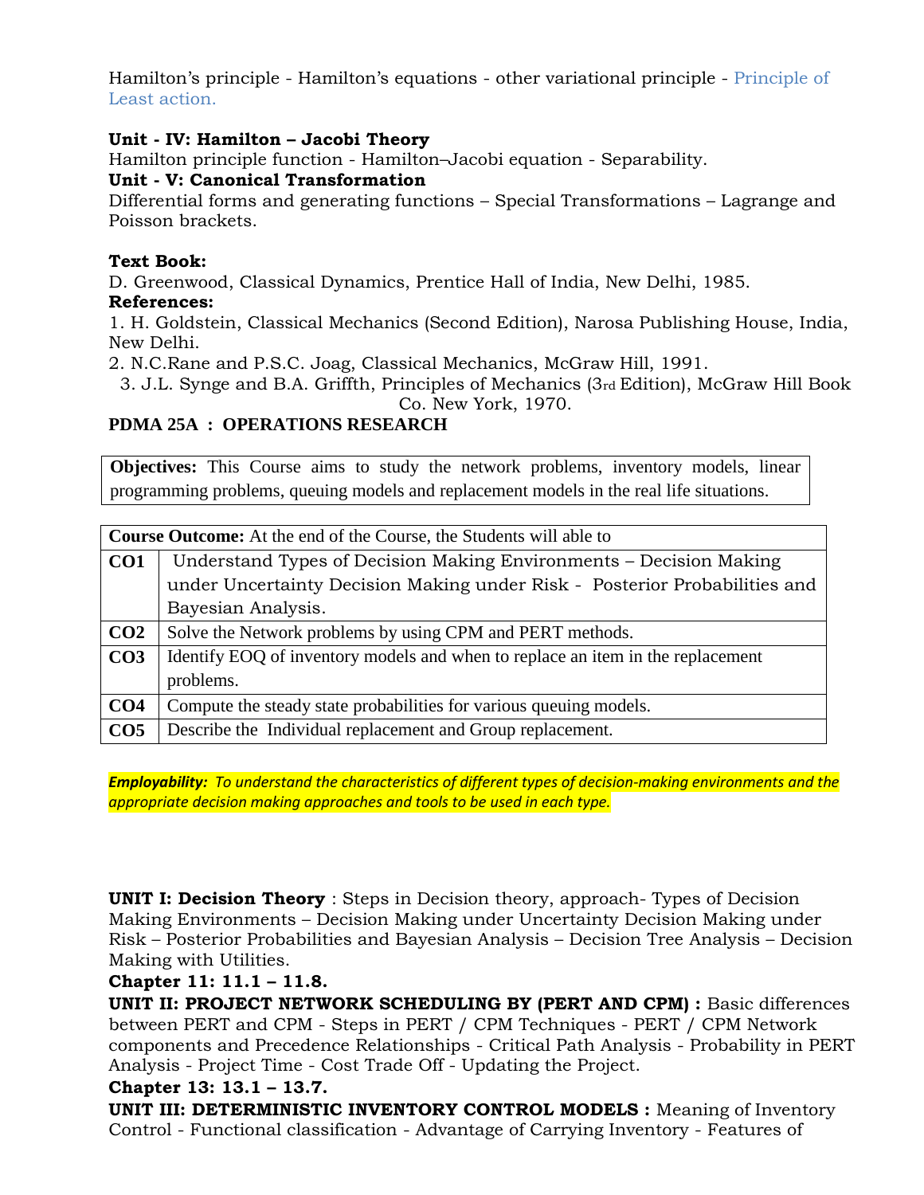Hamilton's principle - Hamilton's equations - other variational principle - Principle of Least action.

**Unit - IV: Hamilton – Jacobi Theory**

Hamilton principle function - Hamilton–Jacobi equation - Separability.

**Unit - V: Canonical Transformation**

Differential forms and generating functions – Special Transformations – Lagrange and Poisson brackets.

**Text Book:**

D. Greenwood, Classical Dynamics, Prentice Hall of India, New Delhi, 1985.

**References:**

1. H. Goldstein, Classical Mechanics (Second Edition), Narosa Publishing House, India, New Delhi.
2. N.C.Rane and P.S.C. Joag, Classical Mechanics, McGraw Hill, 1991.
3. J.L. Synge and B.A. Griffth, Principles of Mechanics (3rd Edition), McGraw Hill Book Co. New York, 1970.

## PDMA 25A : OPERATIONS RESEARCH

**Objectives:** This Course aims to study the network problems, inventory models, linear programming problems, queuing models and replacement models in the real life situations.

| **Course Outcome:** At the end of the Course, the Students will able to | |
|---|---|
| **CO1** | Understand Types of Decision Making Environments – Decision Making under Uncertainty Decision Making under Risk - Posterior Probabilities and Bayesian Analysis. |
| **CO2** | Solve the Network problems by using CPM and PERT methods. |
| **CO3** | Identify EOQ of inventory models and when to replace an item in the replacement problems. |
| **CO4** | Compute the steady state probabilities for various queuing models. |
| **CO5** | Describe the Individual replacement and Group replacement. |

***Employability:** To understand the characteristics of different types of decision-making environments and the appropriate decision making approaches and tools to be used in each type.*

**UNIT I: Decision Theory** : Steps in Decision theory, approach- Types of Decision Making Environments – Decision Making under Uncertainty Decision Making under Risk – Posterior Probabilities and Bayesian Analysis – Decision Tree Analysis – Decision Making with Utilities.

**Chapter 11: 11.1 – 11.8.**

**UNIT II: PROJECT NETWORK SCHEDULING BY (PERT AND CPM) :** Basic differences between PERT and CPM - Steps in PERT / CPM Techniques - PERT / CPM Network components and Precedence Relationships - Critical Path Analysis - Probability in PERT Analysis - Project Time - Cost Trade Off - Updating the Project.

**Chapter 13: 13.1 – 13.7.**

**UNIT III: DETERMINISTIC INVENTORY CONTROL MODELS :** Meaning of Inventory Control - Functional classification - Advantage of Carrying Inventory - Features of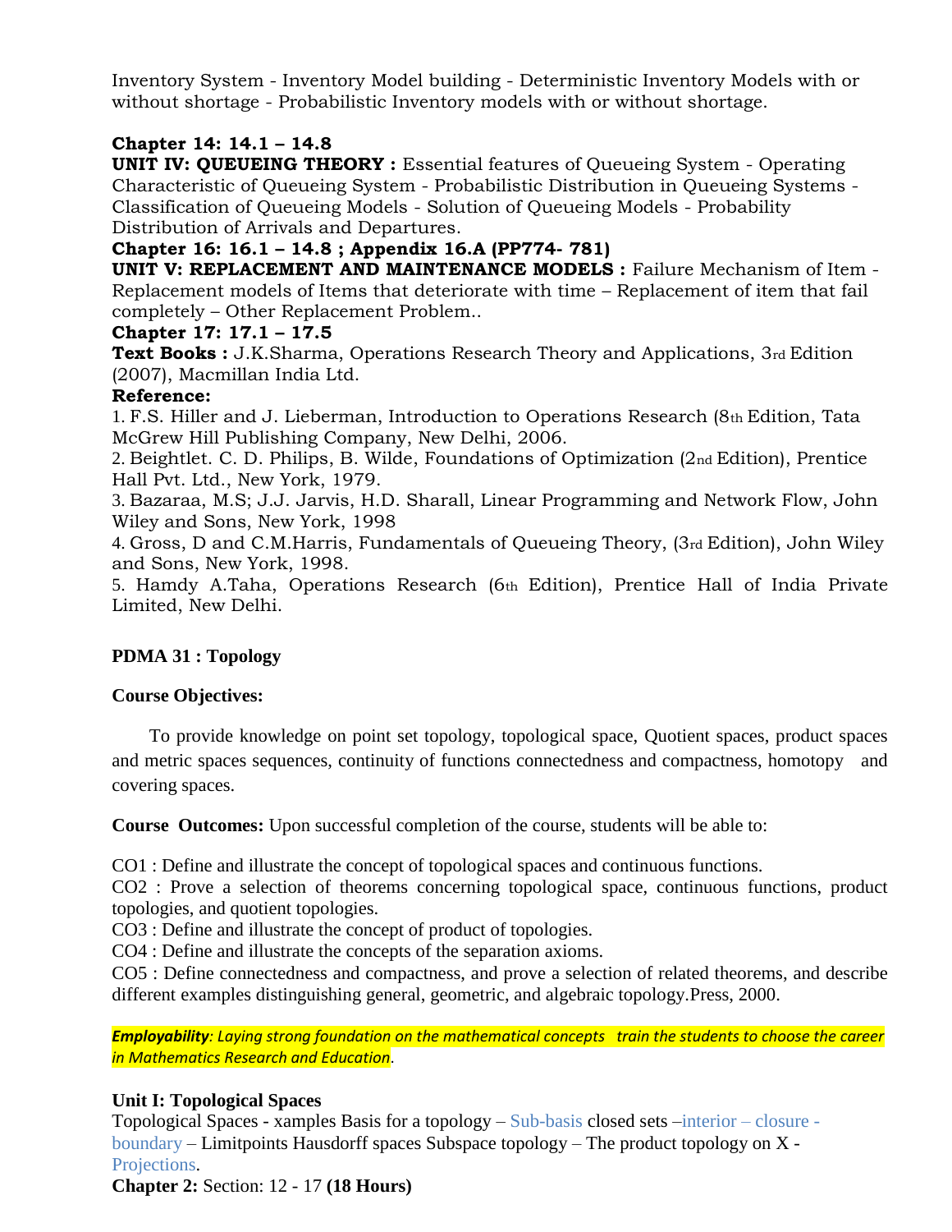Inventory System - Inventory Model building - Deterministic Inventory Models with or without shortage - Probabilistic Inventory models with or without shortage.

**Chapter 14: 14.1 – 14.8**

**UNIT IV: QUEUEING THEORY :** Essential features of Queueing System - Operating Characteristic of Queueing System - Probabilistic Distribution in Queueing Systems - Classification of Queueing Models - Solution of Queueing Models - Probability Distribution of Arrivals and Departures.

**Chapter 16: 16.1 – 14.8 ; Appendix 16.A (PP774- 781)**

**UNIT V: REPLACEMENT AND MAINTENANCE MODELS :** Failure Mechanism of Item - Replacement models of Items that deteriorate with time – Replacement of item that fail completely – Other Replacement Problem..

**Chapter 17: 17.1 – 17.5**

**Text Books :** J.K.Sharma, Operations Research Theory and Applications, 3rd Edition (2007), Macmillan India Ltd.

**Reference:**

1. F.S. Hiller and J. Lieberman, Introduction to Operations Research (8th Edition, Tata McGrew Hill Publishing Company, New Delhi, 2006.
2. Beightlet. C. D. Philips, B. Wilde, Foundations of Optimization (2nd Edition), Prentice Hall Pvt. Ltd., New York, 1979.
3. Bazaraa, M.S; J.J. Jarvis, H.D. Sharall, Linear Programming and Network Flow, John Wiley and Sons, New York, 1998
4. Gross, D and C.M.Harris, Fundamentals of Queueing Theory, (3rd Edition), John Wiley and Sons, New York, 1998.
5. Hamdy A.Taha, Operations Research (6th Edition), Prentice Hall of India Private Limited, New Delhi.

## PDMA 31 : Topology

**Course Objectives:**

To provide knowledge on point set topology, topological space, Quotient spaces, product spaces and metric spaces sequences, continuity of functions connectedness and compactness, homotopy and covering spaces.

**Course Outcomes:** Upon successful completion of the course, students will be able to:

CO1 : Define and illustrate the concept of topological spaces and continuous functions.
CO2 : Prove a selection of theorems concerning topological space, continuous functions, product topologies, and quotient topologies.
CO3 : Define and illustrate the concept of product of topologies.
CO4 : Define and illustrate the concepts of the separation axioms.
CO5 : Define connectedness and compactness, and prove a selection of related theorems, and describe different examples distinguishing general, geometric, and algebraic topology.Press, 2000.

***Employability**: Laying strong foundation on the mathematical concepts train the students to choose the career in Mathematics Research and Education*.

**Unit I: Topological Spaces**

Topological Spaces - xamples Basis for a topology – Sub-basis closed sets –interior – closure - boundary – Limitpoints Hausdorff spaces Subspace topology – The product topology on X - Projections.

**Chapter 2:** Section: 12 - 17 **(18 Hours)**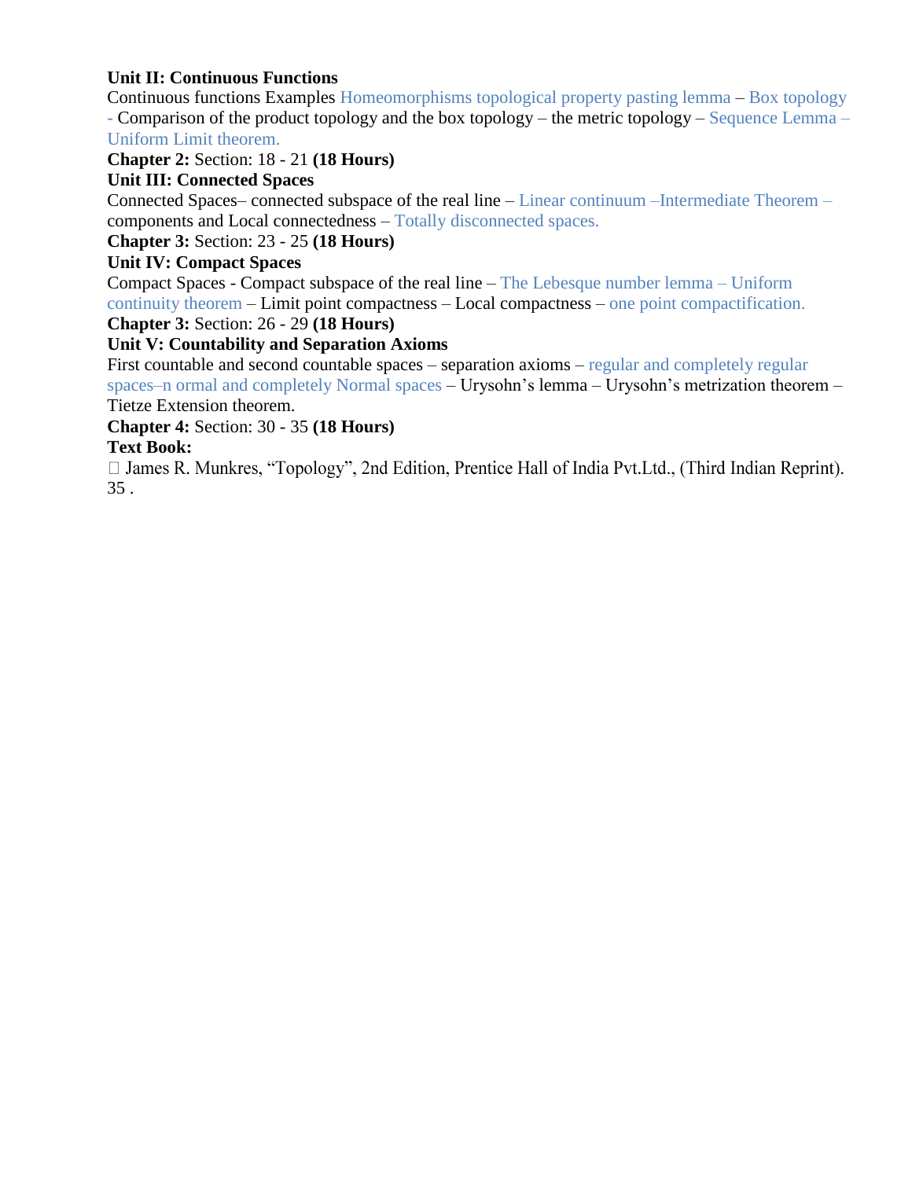**Unit II: Continuous Functions**

Continuous functions Examples Homeomorphisms topological property pasting lemma – Box topology - Comparison of the product topology and the box topology – the metric topology – Sequence Lemma – Uniform Limit theorem.

**Chapter 2:** Section: 18 - 21 **(18 Hours)**

**Unit III: Connected Spaces**

Connected Spaces– connected subspace of the real line – Linear continuum –Intermediate Theorem – components and Local connectedness – Totally disconnected spaces.

**Chapter 3:** Section: 23 - 25 **(18 Hours)**

**Unit IV: Compact Spaces**

Compact Spaces - Compact subspace of the real line – The Lebesque number lemma – Uniform continuity theorem – Limit point compactness – Local compactness – one point compactification.

**Chapter 3:** Section: 26 - 29 **(18 Hours)**

**Unit V: Countability and Separation Axioms**

First countable and second countable spaces – separation axioms – regular and completely regular spaces–n ormal and completely Normal spaces – Urysohn's lemma – Urysohn's metrization theorem – Tietze Extension theorem.

**Chapter 4:** Section: 30 - 35 **(18 Hours)**

**Text Book:**

- James R. Munkres, "Topology", 2nd Edition, Prentice Hall of India Pvt.Ltd., (Third Indian Reprint). 35 .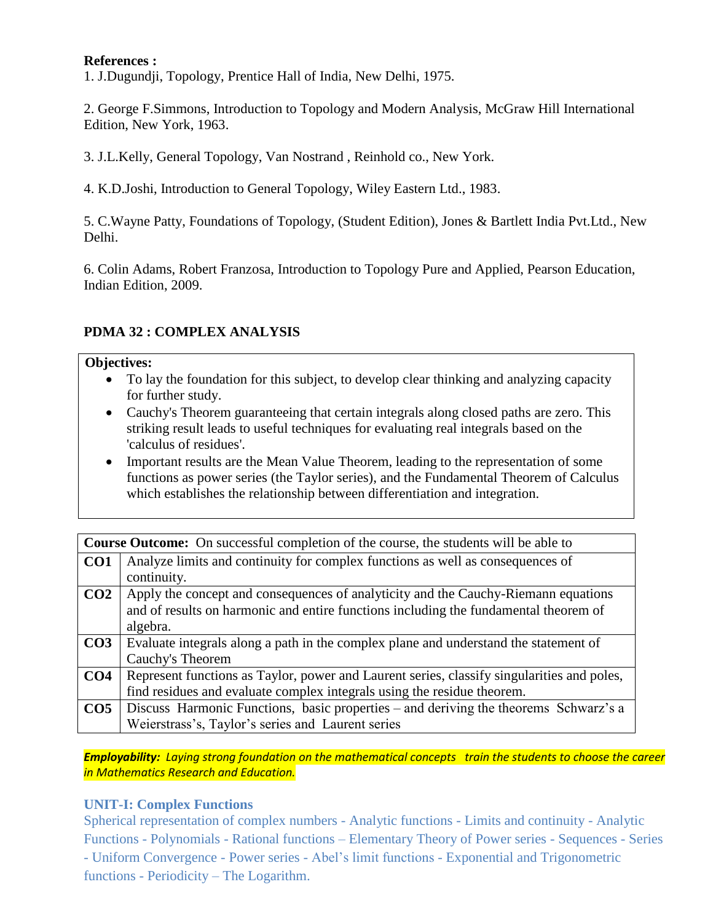**References :**

1. J.Dugundji, Topology, Prentice Hall of India, New Delhi, 1975.

2. George F.Simmons, Introduction to Topology and Modern Analysis, McGraw Hill International Edition, New York, 1963.

3. J.L.Kelly, General Topology, Van Nostrand , Reinhold co., New York.

4. K.D.Joshi, Introduction to General Topology, Wiley Eastern Ltd., 1983.

5. C.Wayne Patty, Foundations of Topology, (Student Edition), Jones & Bartlett India Pvt.Ltd., New Delhi.

6. Colin Adams, Robert Franzosa, Introduction to Topology Pure and Applied, Pearson Education, Indian Edition, 2009.

## PDMA 32 : COMPLEX ANALYSIS

**Objectives:**

- To lay the foundation for this subject, to develop clear thinking and analyzing capacity for further study.
- Cauchy's Theorem guaranteeing that certain integrals along closed paths are zero. This striking result leads to useful techniques for evaluating real integrals based on the 'calculus of residues'.
- Important results are the Mean Value Theorem, leading to the representation of some functions as power series (the Taylor series), and the Fundamental Theorem of Calculus which establishes the relationship between differentiation and integration.

| **Course Outcome:** On successful completion of the course, the students will be able to | |
|---|---|
| **CO1** | Analyze limits and continuity for complex functions as well as consequences of continuity. |
| **CO2** | Apply the concept and consequences of analyticity and the Cauchy-Riemann equations and of results on harmonic and entire functions including the fundamental theorem of algebra. |
| **CO3** | Evaluate integrals along a path in the complex plane and understand the statement of Cauchy's Theorem |
| **CO4** | Represent functions as Taylor, power and Laurent series, classify singularities and poles, find residues and evaluate complex integrals using the residue theorem. |
| **CO5** | Discuss Harmonic Functions, basic properties – and deriving the theorems Schwarz's a Weierstrass's, Taylor's series and Laurent series |

***Employability:*** *Laying strong foundation on the mathematical concepts train the students to choose the career in Mathematics Research and Education.*

### UNIT-I: Complex Functions

Spherical representation of complex numbers - Analytic functions - Limits and continuity - Analytic Functions - Polynomials - Rational functions – Elementary Theory of Power series - Sequences - Series - Uniform Convergence - Power series - Abel's limit functions - Exponential and Trigonometric functions - Periodicity – The Logarithm.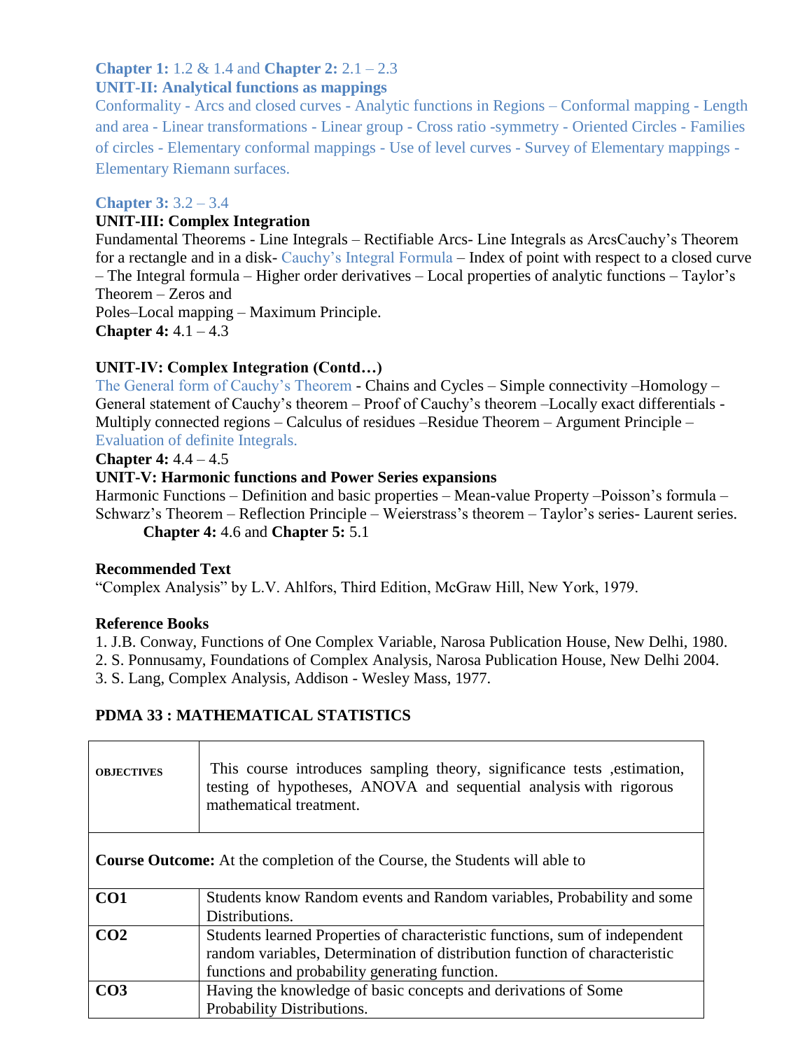**Chapter 1:** 1.2 & 1.4 and **Chapter 2:** 2.1 – 2.3

**UNIT-II: Analytical functions as mappings**

Conformality - Arcs and closed curves - Analytic functions in Regions – Conformal mapping - Length and area - Linear transformations - Linear group - Cross ratio -symmetry - Oriented Circles - Families of circles - Elementary conformal mappings - Use of level curves - Survey of Elementary mappings - Elementary Riemann surfaces.

**Chapter 3:** 3.2 – 3.4

**UNIT-III: Complex Integration**

Fundamental Theorems - Line Integrals – Rectifiable Arcs- Line Integrals as ArcsCauchy's Theorem for a rectangle and in a disk- Cauchy's Integral Formula – Index of point with respect to a closed curve – The Integral formula – Higher order derivatives – Local properties of analytic functions – Taylor's Theorem – Zeros and Poles–Local mapping – Maximum Principle.

**Chapter 4:** 4.1 – 4.3

**UNIT-IV: Complex Integration (Contd…)**

The General form of Cauchy's Theorem - Chains and Cycles – Simple connectivity –Homology – General statement of Cauchy's theorem – Proof of Cauchy's theorem –Locally exact differentials - Multiply connected regions – Calculus of residues –Residue Theorem – Argument Principle – Evaluation of definite Integrals.

**Chapter 4:** 4.4 – 4.5

**UNIT-V: Harmonic functions and Power Series expansions**

Harmonic Functions – Definition and basic properties – Mean-value Property –Poisson's formula – Schwarz's Theorem – Reflection Principle – Weierstrass's theorem – Taylor's series- Laurent series.

**Chapter 4:** 4.6 and **Chapter 5:** 5.1

**Recommended Text**

"Complex Analysis" by L.V. Ahlfors, Third Edition, McGraw Hill, New York, 1979.

**Reference Books**

1. J.B. Conway, Functions of One Complex Variable, Narosa Publication House, New Delhi, 1980.
2. S. Ponnusamy, Foundations of Complex Analysis, Narosa Publication House, New Delhi 2004.
3. S. Lang, Complex Analysis, Addison - Wesley Mass, 1977.

## PDMA 33 : MATHEMATICAL STATISTICS

| **OBJECTIVES** | This course introduces sampling theory, significance tests ,estimation, testing of hypotheses, ANOVA and sequential analysis with rigorous mathematical treatment. |
|---|---|
| **Course Outcome:** At the completion of the Course, the Students will able to | |
| **CO1** | Students know Random events and Random variables, Probability and some Distributions. |
| **CO2** | Students learned Properties of characteristic functions, sum of independent random variables, Determination of distribution function of characteristic functions and probability generating function. |
| **CO3** | Having the knowledge of basic concepts and derivations of Some Probability Distributions. |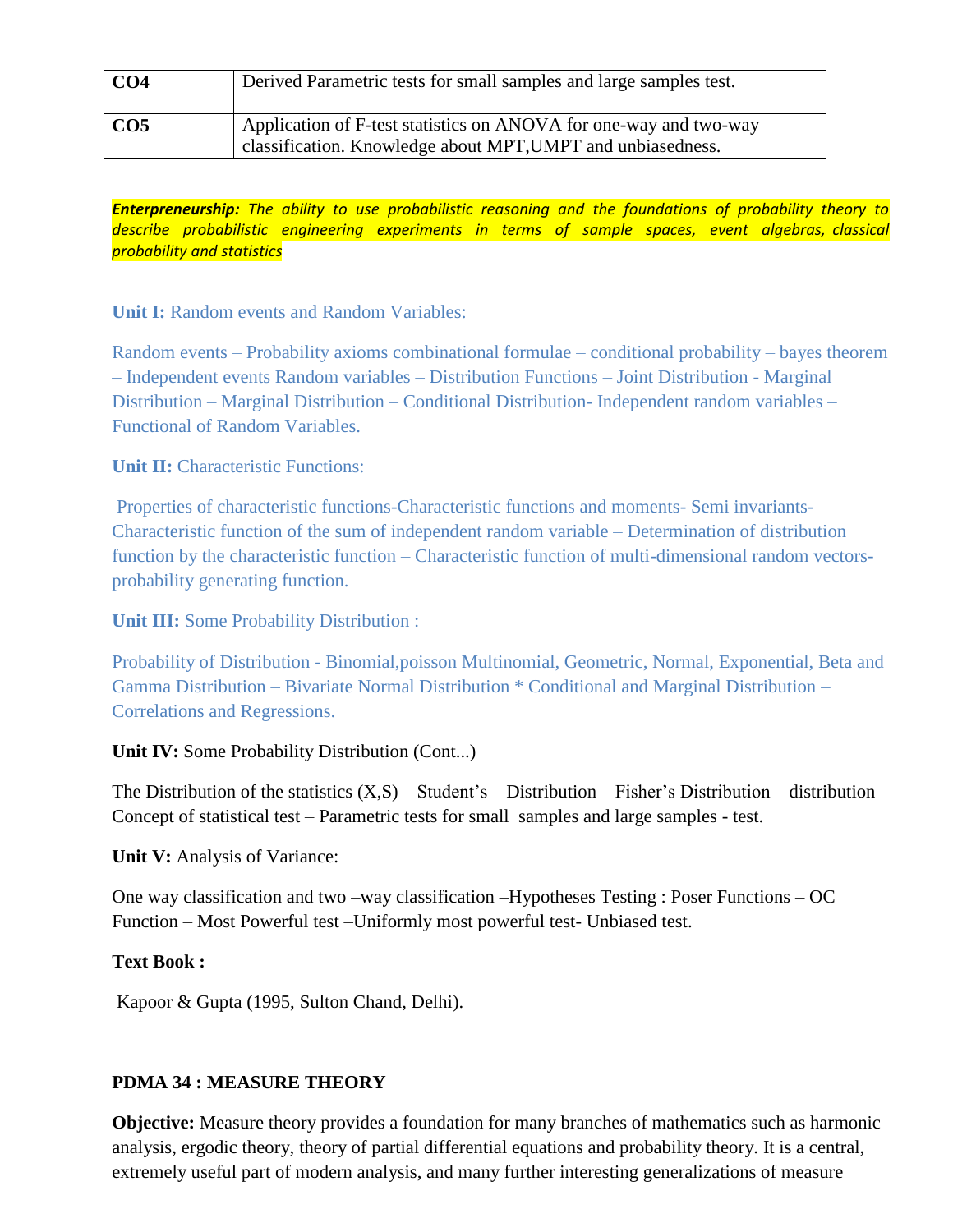| | |
|---|---|
| **CO4** | Derived Parametric tests for small samples and large samples test. |
| **CO5** | Application of F-test statistics on ANOVA for one-way and two-way classification. Knowledge about MPT,UMPT and unbiasedness. |

***Enterpreneurship:*** *The ability to use probabilistic reasoning and the foundations of probability theory to describe probabilistic engineering experiments in terms of sample spaces, event algebras, classical probability and statistics*

**Unit I:** Random events and Random Variables:

Random events – Probability axioms combinational formulae – conditional probability – bayes theorem – Independent events Random variables – Distribution Functions – Joint Distribution - Marginal Distribution – Marginal Distribution – Conditional Distribution- Independent random variables – Functional of Random Variables.

**Unit II:** Characteristic Functions:

Properties of characteristic functions-Characteristic functions and moments- Semi invariants- Characteristic function of the sum of independent random variable – Determination of distribution function by the characteristic function – Characteristic function of multi-dimensional random vectors-probability generating function.

**Unit III:** Some Probability Distribution :

Probability of Distribution - Binomial,poisson Multinomial, Geometric, Normal, Exponential, Beta and Gamma Distribution – Bivariate Normal Distribution * Conditional and Marginal Distribution – Correlations and Regressions.

**Unit IV:** Some Probability Distribution (Cont...)

The Distribution of the statistics (X,S) – Student's – Distribution – Fisher's Distribution – distribution – Concept of statistical test – Parametric tests for small samples and large samples - test.

**Unit V:** Analysis of Variance:

One way classification and two –way classification –Hypotheses Testing : Poser Functions – OC Function – Most Powerful test –Uniformly most powerful test- Unbiased test.

**Text Book :**

Kapoor & Gupta (1995, Sulton Chand, Delhi).

**PDMA 34 : MEASURE THEORY**

**Objective:** Measure theory provides a foundation for many branches of mathematics such as harmonic analysis, ergodic theory, theory of partial differential equations and probability theory. It is a central, extremely useful part of modern analysis, and many further interesting generalizations of measure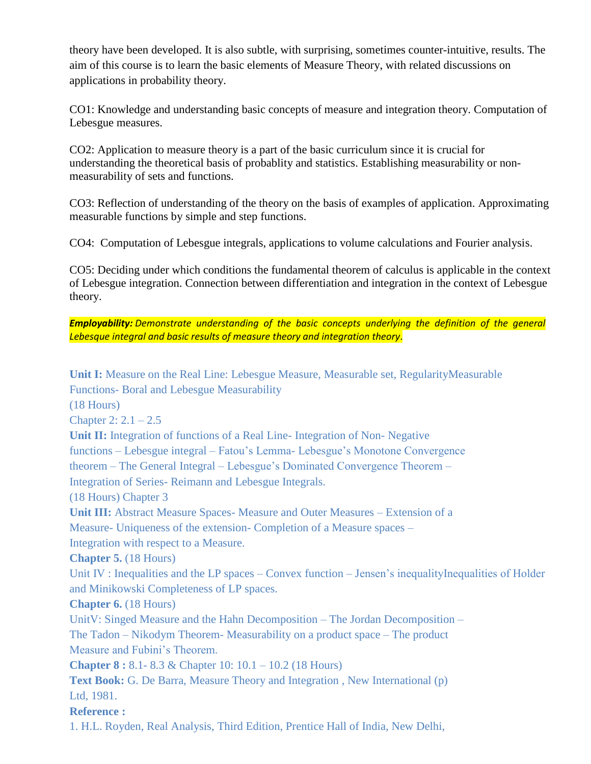theory have been developed. It is also subtle, with surprising, sometimes counter-intuitive, results. The aim of this course is to learn the basic elements of Measure Theory, with related discussions on applications in probability theory.

CO1: Knowledge and understanding basic concepts of measure and integration theory. Computation of Lebesgue measures.

CO2: Application to measure theory is a part of the basic curriculum since it is crucial for understanding the theoretical basis of probablity and statistics. Establishing measurability or non-measurability of sets and functions.

CO3: Reflection of understanding of the theory on the basis of examples of application. Approximating measurable functions by simple and step functions.

CO4: Computation of Lebesgue integrals, applications to volume calculations and Fourier analysis.

CO5: Deciding under which conditions the fundamental theorem of calculus is applicable in the context of Lebesgue integration. Connection between differentiation and integration in the context of Lebesgue theory.

***Employability:*** *Demonstrate understanding of the basic concepts underlying the definition of the general Lebesque integral and basic results of measure theory and integration theory.*

**Unit I:** Measure on the Real Line: Lebesgue Measure, Measurable set, RegularityMeasurable Functions- Boral and Lebesgue Measurability
(18 Hours)
Chapter 2: 2.1 – 2.5

**Unit II:** Integration of functions of a Real Line- Integration of Non- Negative functions – Lebesgue integral – Fatou's Lemma- Lebesgue's Monotone Convergence theorem – The General Integral – Lebesgue's Dominated Convergence Theorem – Integration of Series- Reimann and Lebesgue Integrals.
(18 Hours) Chapter 3

**Unit III:** Abstract Measure Spaces- Measure and Outer Measures – Extension of a Measure- Uniqueness of the extension- Completion of a Measure spaces – Integration with respect to a Measure.
**Chapter 5.** (18 Hours)

Unit IV : Inequalities and the LP spaces – Convex function – Jensen's inequalityInequalities of Holder and Minikowski Completeness of LP spaces.
**Chapter 6.** (18 Hours)

UnitV: Singed Measure and the Hahn Decomposition – The Jordan Decomposition – The Tadon – Nikodym Theorem- Measurability on a product space – The product Measure and Fubini's Theorem.
**Chapter 8 :** 8.1- 8.3 & Chapter 10: 10.1 – 10.2 (18 Hours)

**Text Book:** G. De Barra, Measure Theory and Integration , New International (p) Ltd, 1981.

**Reference :**

1. H.L. Royden, Real Analysis, Third Edition, Prentice Hall of India, New Delhi,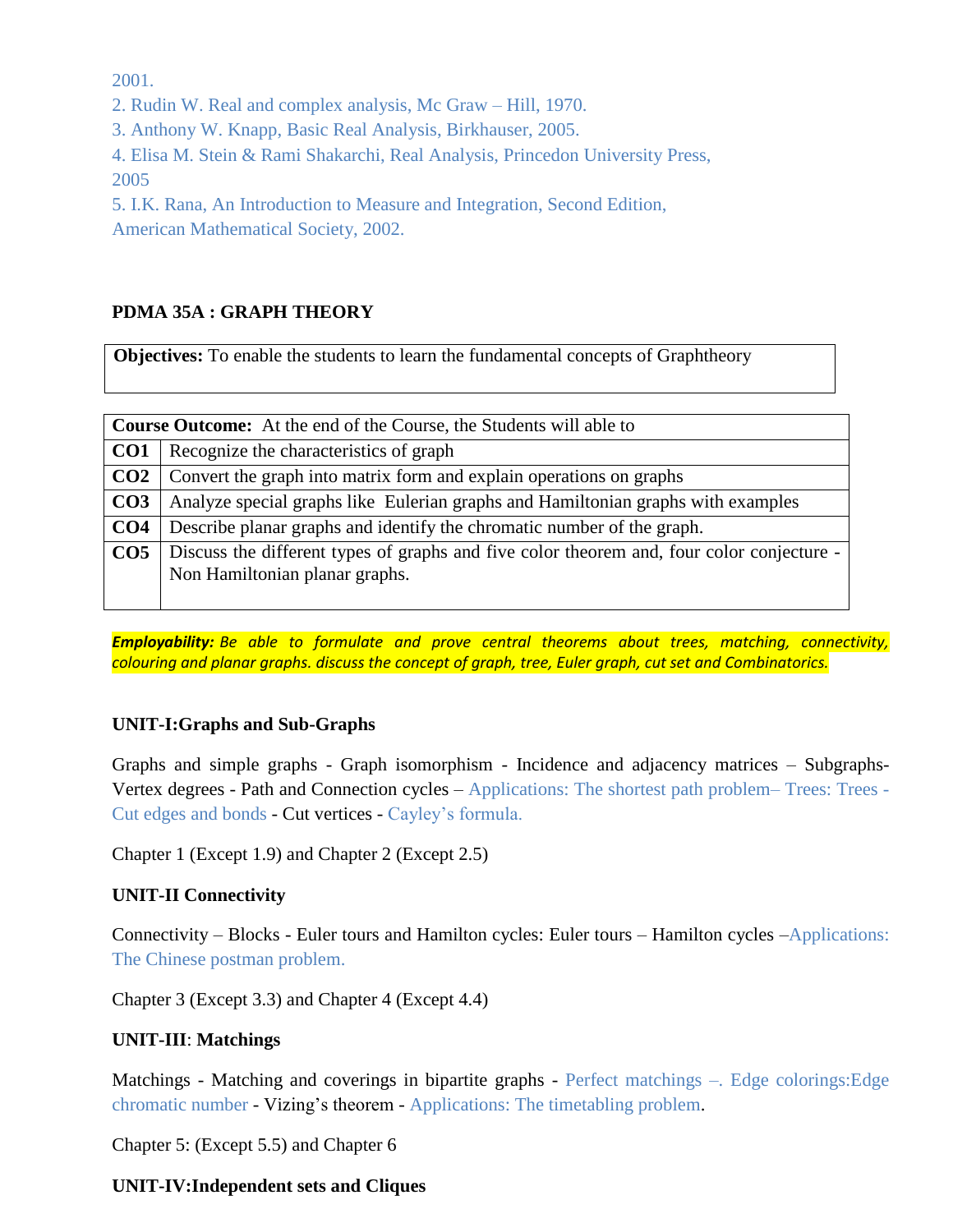2001.

2. Rudin W. Real and complex analysis, Mc Graw – Hill, 1970.
3. Anthony W. Knapp, Basic Real Analysis, Birkhauser, 2005.
4. Elisa M. Stein & Rami Shakarchi, Real Analysis, Princedon University Press, 2005
5. I.K. Rana, An Introduction to Measure and Integration, Second Edition, American Mathematical Society, 2002.

## PDMA 35A : GRAPH THEORY

| **Objectives:** To enable the students to learn the fundamental concepts of Graphtheory |
|---|

| **Course Outcome:** At the end of the Course, the Students will able to | |
|---|---|
| **CO1** | Recognize the characteristics of graph |
| **CO2** | Convert the graph into matrix form and explain operations on graphs |
| **CO3** | Analyze special graphs like Eulerian graphs and Hamiltonian graphs with examples |
| **CO4** | Describe planar graphs and identify the chromatic number of the graph. |
| **CO5** | Discuss the different types of graphs and five color theorem and, four color conjecture - Non Hamiltonian planar graphs. |

***Employability:*** *Be able to formulate and prove central theorems about trees, matching, connectivity, colouring and planar graphs. discuss the concept of graph, tree, Euler graph, cut set and Combinatorics.*

### UNIT-I:Graphs and Sub-Graphs

Graphs and simple graphs - Graph isomorphism - Incidence and adjacency matrices – Subgraphs-Vertex degrees - Path and Connection cycles – Applications: The shortest path problem– Trees: Trees - Cut edges and bonds - Cut vertices - Cayley's formula.

Chapter 1 (Except 1.9) and Chapter 2 (Except 2.5)

### UNIT-II Connectivity

Connectivity – Blocks - Euler tours and Hamilton cycles: Euler tours – Hamilton cycles –Applications: The Chinese postman problem.

Chapter 3 (Except 3.3) and Chapter 4 (Except 4.4)

### UNIT-III: Matchings

Matchings - Matching and coverings in bipartite graphs - Perfect matchings –. Edge colorings:Edge chromatic number - Vizing's theorem - Applications: The timetabling problem.

Chapter 5: (Except 5.5) and Chapter 6

### UNIT-IV:Independent sets and Cliques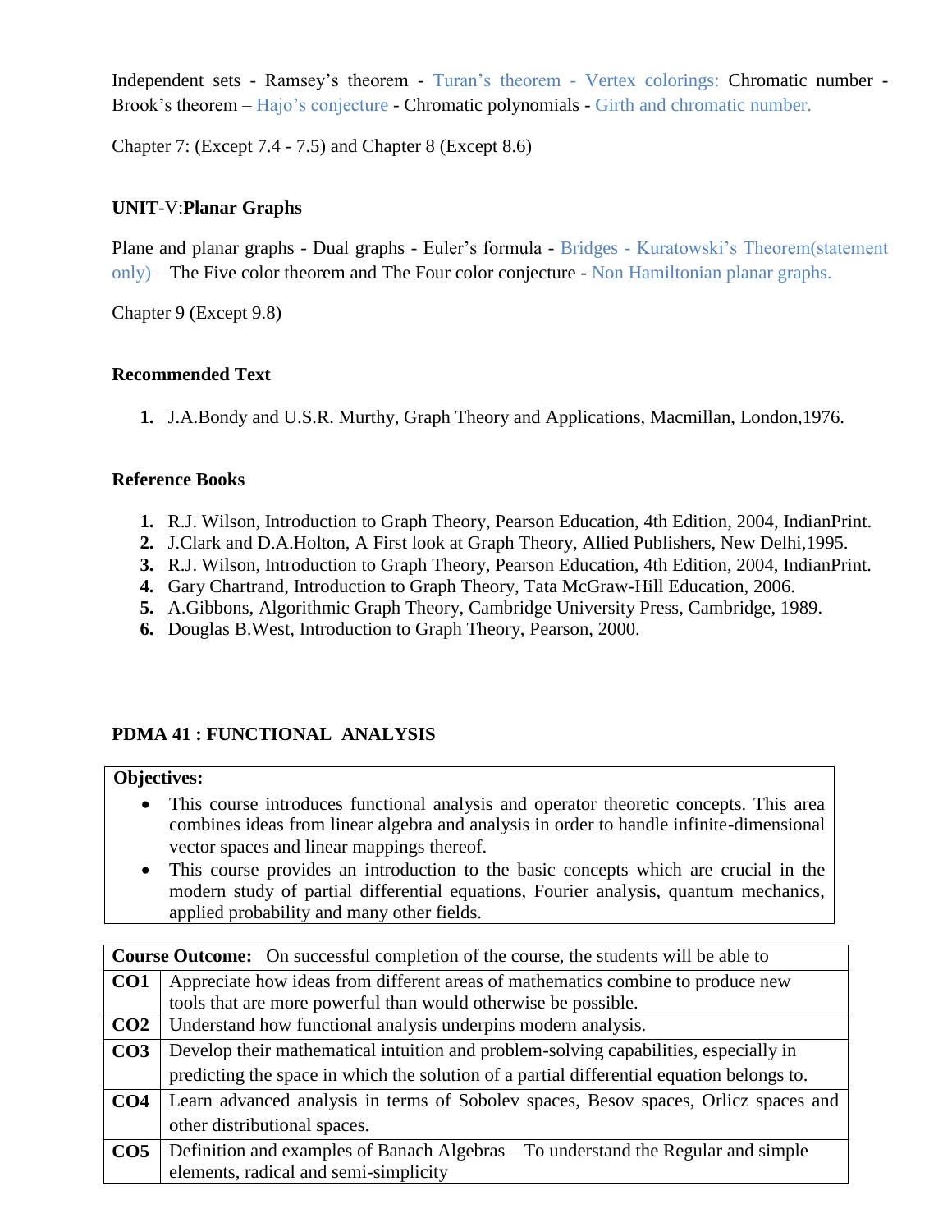Independent sets - Ramsey's theorem - Turan's theorem - Vertex colorings: Chromatic number - Brook's theorem – Hajo's conjecture - Chromatic polynomials - Girth and chromatic number.

Chapter 7: (Except 7.4 - 7.5) and Chapter 8 (Except 8.6)

**UNIT-V:Planar Graphs**

Plane and planar graphs - Dual graphs - Euler's formula - Bridges - Kuratowski's Theorem(statement only) – The Five color theorem and The Four color conjecture - Non Hamiltonian planar graphs.

Chapter 9 (Except 9.8)

**Recommended Text**

1. J.A.Bondy and U.S.R. Murthy, Graph Theory and Applications, Macmillan, London,1976.

**Reference Books**

1. R.J. Wilson, Introduction to Graph Theory, Pearson Education, 4th Edition, 2004, IndianPrint.
2. J.Clark and D.A.Holton, A First look at Graph Theory, Allied Publishers, New Delhi,1995.
3. R.J. Wilson, Introduction to Graph Theory, Pearson Education, 4th Edition, 2004, IndianPrint.
4. Gary Chartrand, Introduction to Graph Theory, Tata McGraw-Hill Education, 2006.
5. A.Gibbons, Algorithmic Graph Theory, Cambridge University Press, Cambridge, 1989.
6. Douglas B.West, Introduction to Graph Theory, Pearson, 2000.

## PDMA 41 : FUNCTIONAL ANALYSIS

**Objectives:**

- This course introduces functional analysis and operator theoretic concepts. This area combines ideas from linear algebra and analysis in order to handle infinite-dimensional vector spaces and linear mappings thereof.
- This course provides an introduction to the basic concepts which are crucial in the modern study of partial differential equations, Fourier analysis, quantum mechanics, applied probability and many other fields.

| **Course Outcome:** On successful completion of the course, the students will be able to | |
|---|---|
| **CO1** | Appreciate how ideas from different areas of mathematics combine to produce new tools that are more powerful than would otherwise be possible. |
| **CO2** | Understand how functional analysis underpins modern analysis. |
| **CO3** | Develop their mathematical intuition and problem-solving capabilities, especially in predicting the space in which the solution of a partial differential equation belongs to. |
| **CO4** | Learn advanced analysis in terms of Sobolev spaces, Besov spaces, Orlicz spaces and other distributional spaces. |
| **CO5** | Definition and examples of Banach Algebras – To understand the Regular and simple elements, radical and semi-simplicity |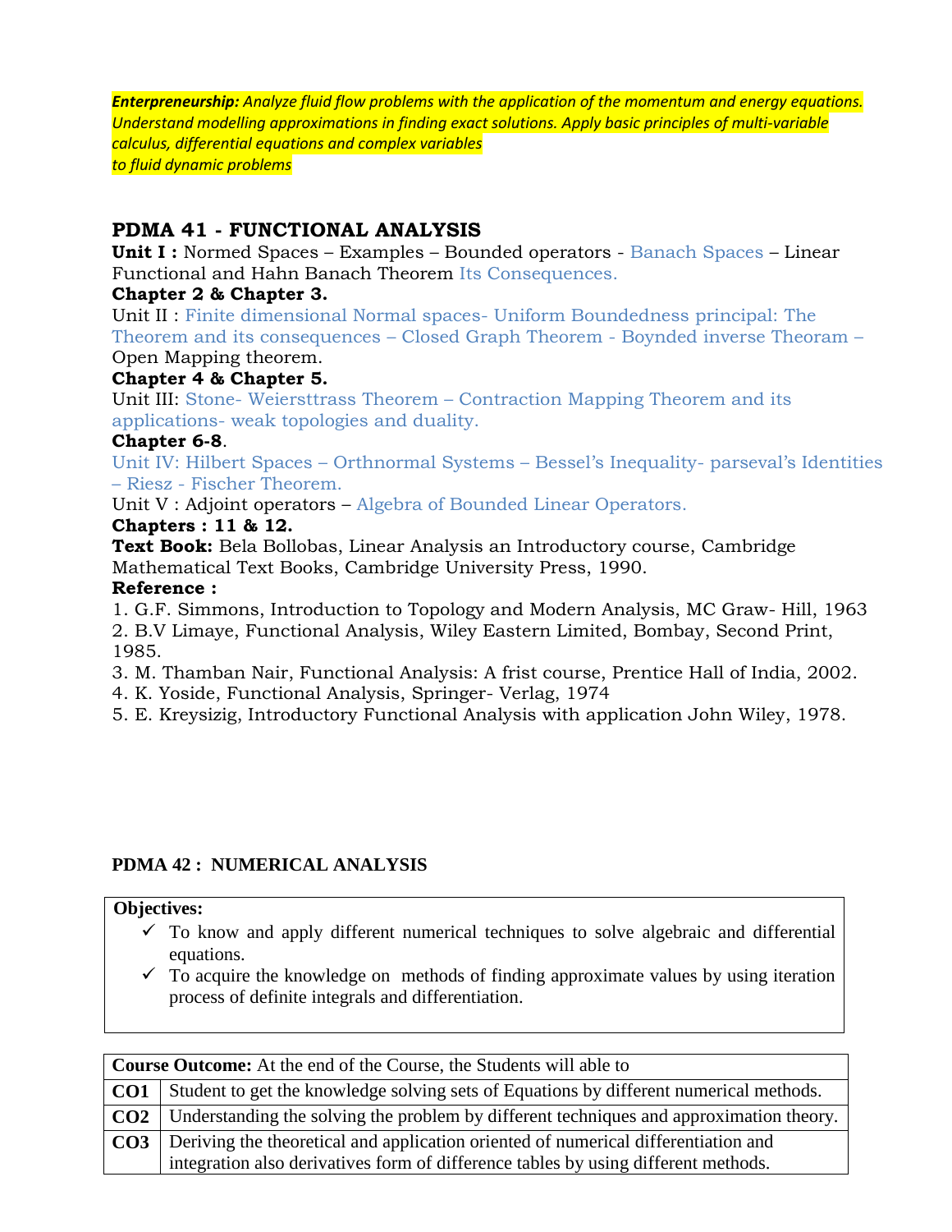***Enterpreneurship:** Analyze fluid flow problems with the application of the momentum and energy equations. Understand modelling approximations in finding exact solutions. Apply basic principles of multi-variable calculus, differential equations and complex variables to fluid dynamic problems*

## PDMA 41 - FUNCTIONAL ANALYSIS

**Unit I :** Normed Spaces – Examples – Bounded operators - Banach Spaces – Linear Functional and Hahn Banach Theorem Its Consequences.

**Chapter 2 & Chapter 3.**

Unit II : Finite dimensional Normal spaces- Uniform Boundedness principal: The Theorem and its consequences – Closed Graph Theorem - Boynded inverse Theoram – Open Mapping theorem.

**Chapter 4 & Chapter 5.**

Unit III: Stone- Weiersttrass Theorem – Contraction Mapping Theorem and its applications- weak topologies and duality.

**Chapter 6-8**.

Unit IV: Hilbert Spaces – Orthnormal Systems – Bessel's Inequality- parseval's Identities – Riesz - Fischer Theorem.

Unit V : Adjoint operators – Algebra of Bounded Linear Operators.

**Chapters : 11 & 12.**

**Text Book:** Bela Bollobas, Linear Analysis an Introductory course, Cambridge Mathematical Text Books, Cambridge University Press, 1990.

**Reference :**

1. G.F. Simmons, Introduction to Topology and Modern Analysis, MC Graw- Hill, 1963
2. B.V Limaye, Functional Analysis, Wiley Eastern Limited, Bombay, Second Print, 1985.
3. M. Thamban Nair, Functional Analysis: A frist course, Prentice Hall of India, 2002.
4. K. Yoside, Functional Analysis, Springer- Verlag, 1974
5. E. Kreysizig, Introductory Functional Analysis with application John Wiley, 1978.

## PDMA 42 : NUMERICAL ANALYSIS

**Objectives:**

- ✓ To know and apply different numerical techniques to solve algebraic and differential equations.
- ✓ To acquire the knowledge on methods of finding approximate values by using iteration process of definite integrals and differentiation.

| **Course Outcome:** At the end of the Course, the Students will able to | |
|---|---|
| **CO1** | Student to get the knowledge solving sets of Equations by different numerical methods. |
| **CO2** | Understanding the solving the problem by different techniques and approximation theory. |
| **CO3** | Deriving the theoretical and application oriented of numerical differentiation and integration also derivatives form of difference tables by using different methods. |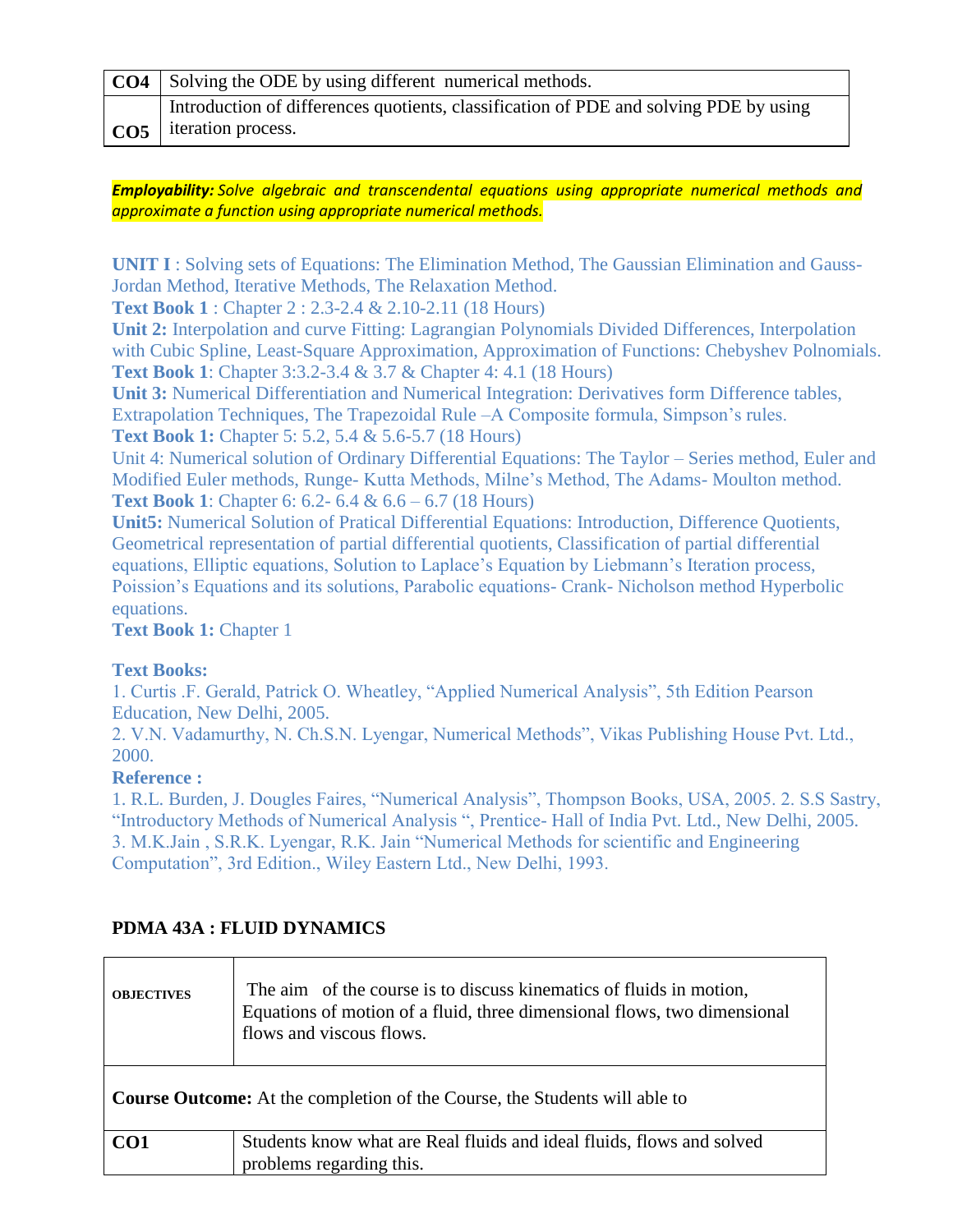| CO4 | Solving the ODE by using different numerical methods. |
|---|---|
| CO5 | Introduction of differences quotients, classification of PDE and solving PDE by using iteration process. |

***Employability:*** *Solve algebraic and transcendental equations using appropriate numerical methods and approximate a function using appropriate numerical methods.*

**UNIT I** : Solving sets of Equations: The Elimination Method, The Gaussian Elimination and Gauss-Jordan Method, Iterative Methods, The Relaxation Method.
**Text Book 1** : Chapter 2 : 2.3-2.4 & 2.10-2.11 (18 Hours)
**Unit 2:** Interpolation and curve Fitting: Lagrangian Polynomials Divided Differences, Interpolation with Cubic Spline, Least-Square Approximation, Approximation of Functions: Chebyshev Polnomials.
**Text Book 1**: Chapter 3:3.2-3.4 & 3.7 & Chapter 4: 4.1 (18 Hours)
**Unit 3:** Numerical Differentiation and Numerical Integration: Derivatives form Difference tables, Extrapolation Techniques, The Trapezoidal Rule –A Composite formula, Simpson's rules.
**Text Book 1:** Chapter 5: 5.2, 5.4 & 5.6-5.7 (18 Hours)
Unit 4: Numerical solution of Ordinary Differential Equations: The Taylor – Series method, Euler and Modified Euler methods, Runge- Kutta Methods, Milne's Method, The Adams- Moulton method.
**Text Book 1**: Chapter 6: 6.2- 6.4 & 6.6 – 6.7 (18 Hours)
**Unit5:** Numerical Solution of Pratical Differential Equations: Introduction, Difference Quotients, Geometrical representation of partial differential quotients, Classification of partial differential equations, Elliptic equations, Solution to Laplace's Equation by Liebmann's Iteration process, Poission's Equations and its solutions, Parabolic equations- Crank- Nicholson method Hyperbolic equations.
**Text Book 1:** Chapter 1

**Text Books:**
1. Curtis .F. Gerald, Patrick O. Wheatley, "Applied Numerical Analysis", 5th Edition Pearson Education, New Delhi, 2005.
2. V.N. Vadamurthy, N. Ch.S.N. Lyengar, Numerical Methods", Vikas Publishing House Pvt. Ltd., 2000.

**Reference :**
1. R.L. Burden, J. Dougles Faires, "Numerical Analysis", Thompson Books, USA, 2005. 2. S.S Sastry, "Introductory Methods of Numerical Analysis ", Prentice- Hall of India Pvt. Ltd., New Delhi, 2005.
3. M.K.Jain , S.R.K. Lyengar, R.K. Jain "Numerical Methods for scientific and Engineering Computation", 3rd Edition., Wiley Eastern Ltd., New Delhi, 1993.

## PDMA 43A : FLUID DYNAMICS

| OBJECTIVES | The aim of the course is to discuss kinematics of fluids in motion, Equations of motion of a fluid, three dimensional flows, two dimensional flows and viscous flows. |
|---|---|
| **Course Outcome:** At the completion of the Course, the Students will able to | |
| **CO1** | Students know what are Real fluids and ideal fluids, flows and solved problems regarding this. |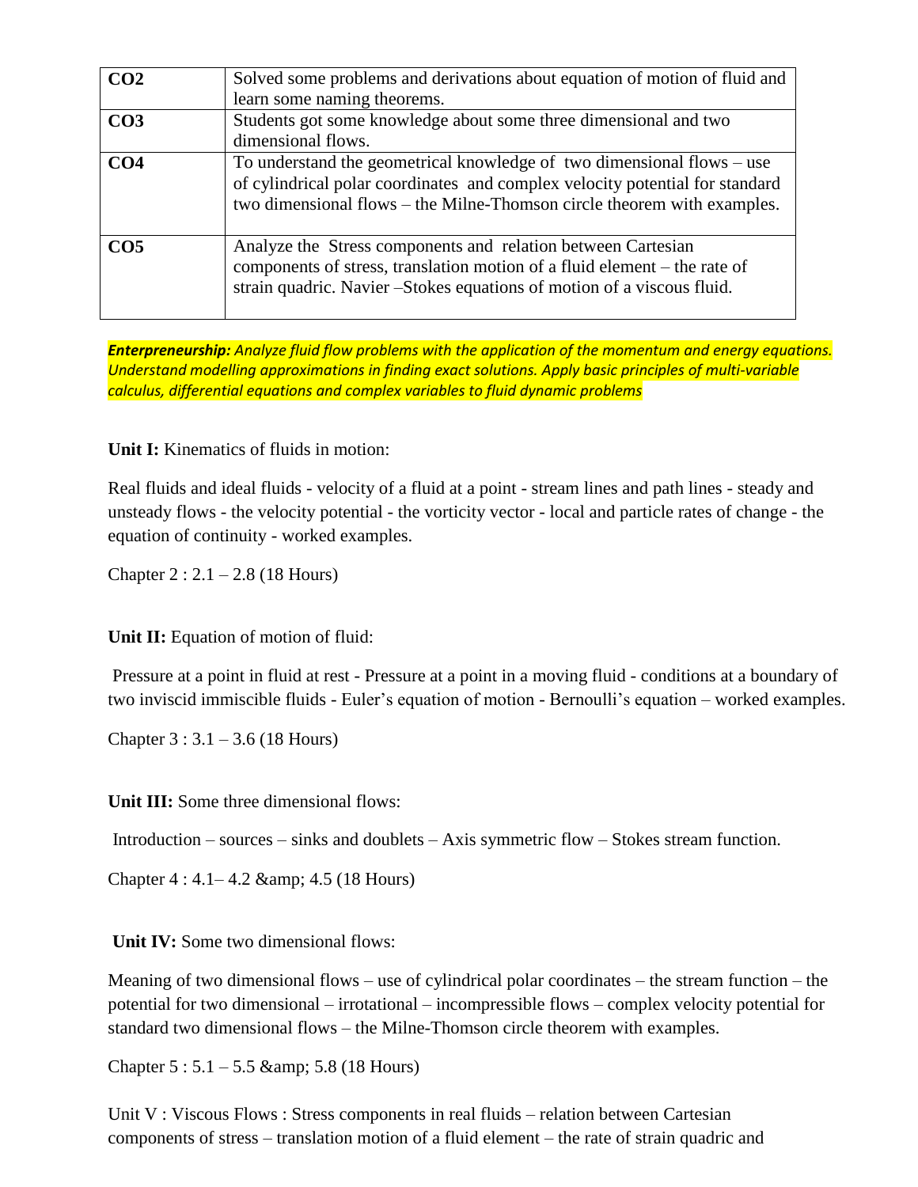| CO2 | Solved some problems and derivations about equation of motion of fluid and learn some naming theorems. |
|---|---|
| CO3 | Students got some knowledge about some three dimensional and two dimensional flows. |
| CO4 | To understand the geometrical knowledge of two dimensional flows – use of cylindrical polar coordinates and complex velocity potential for standard two dimensional flows – the Milne-Thomson circle theorem with examples. |
| CO5 | Analyze the Stress components and relation between Cartesian components of stress, translation motion of a fluid element – the rate of strain quadric. Navier –Stokes equations of motion of a viscous fluid. |

***Enterpreneurship:*** *Analyze fluid flow problems with the application of the momentum and energy equations. Understand modelling approximations in finding exact solutions. Apply basic principles of multi-variable calculus, differential equations and complex variables to fluid dynamic problems*

**Unit I:** Kinematics of fluids in motion:

Real fluids and ideal fluids - velocity of a fluid at a point - stream lines and path lines - steady and unsteady flows - the velocity potential - the vorticity vector - local and particle rates of change - the equation of continuity - worked examples.

Chapter 2 : 2.1 – 2.8 (18 Hours)

**Unit II:** Equation of motion of fluid:

Pressure at a point in fluid at rest - Pressure at a point in a moving fluid - conditions at a boundary of two inviscid immiscible fluids - Euler's equation of motion - Bernoulli's equation – worked examples.

Chapter 3 : 3.1 – 3.6 (18 Hours)

**Unit III:** Some three dimensional flows:

Introduction – sources – sinks and doublets – Axis symmetric flow – Stokes stream function.

Chapter 4 : 4.1– 4.2 &amp; 4.5 (18 Hours)

**Unit IV:** Some two dimensional flows:

Meaning of two dimensional flows – use of cylindrical polar coordinates – the stream function – the potential for two dimensional – irrotational – incompressible flows – complex velocity potential for standard two dimensional flows – the Milne-Thomson circle theorem with examples.

Chapter 5 : 5.1 – 5.5 &amp; 5.8 (18 Hours)

Unit V : Viscous Flows : Stress components in real fluids – relation between Cartesian components of stress – translation motion of a fluid element – the rate of strain quadric and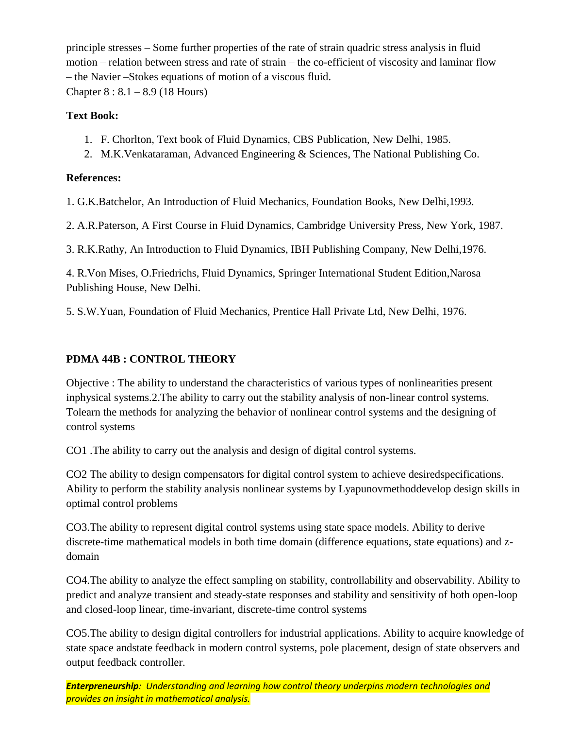principle stresses – Some further properties of the rate of strain quadric stress analysis in fluid motion – relation between stress and rate of strain – the co-efficient of viscosity and laminar flow – the Navier –Stokes equations of motion of a viscous fluid.

Chapter 8 : 8.1 – 8.9 (18 Hours)

**Text Book:**

1. F. Chorlton, Text book of Fluid Dynamics, CBS Publication, New Delhi, 1985.
2. M.K.Venkataraman, Advanced Engineering & Sciences, The National Publishing Co.

**References:**

1. G.K.Batchelor, An Introduction of Fluid Mechanics, Foundation Books, New Delhi,1993.

2. A.R.Paterson, A First Course in Fluid Dynamics, Cambridge University Press, New York, 1987.

3. R.K.Rathy, An Introduction to Fluid Dynamics, IBH Publishing Company, New Delhi,1976.

4. R.Von Mises, O.Friedrichs, Fluid Dynamics, Springer International Student Edition,Narosa Publishing House, New Delhi.

5. S.W.Yuan, Foundation of Fluid Mechanics, Prentice Hall Private Ltd, New Delhi, 1976.

## PDMA 44B : CONTROL THEORY

Objective : The ability to understand the characteristics of various types of nonlinearities present inphysical systems.2.The ability to carry out the stability analysis of non-linear control systems. Tolearn the methods for analyzing the behavior of nonlinear control systems and the designing of control systems

CO1 .The ability to carry out the analysis and design of digital control systems.

CO2 The ability to design compensators for digital control system to achieve desiredspecifications. Ability to perform the stability analysis nonlinear systems by Lyapunovmethoddevelop design skills in optimal control problems

CO3.The ability to represent digital control systems using state space models. Ability to derive discrete-time mathematical models in both time domain (difference equations, state equations) and z-domain

CO4.The ability to analyze the effect sampling on stability, controllability and observability. Ability to predict and analyze transient and steady-state responses and stability and sensitivity of both open-loop and closed-loop linear, time-invariant, discrete-time control systems

CO5.The ability to design digital controllers for industrial applications. Ability to acquire knowledge of state space andstate feedback in modern control systems, pole placement, design of state observers and output feedback controller.

***Enterpreneurship**: Understanding and learning how control theory underpins modern technologies and provides an insight in mathematical analysis.*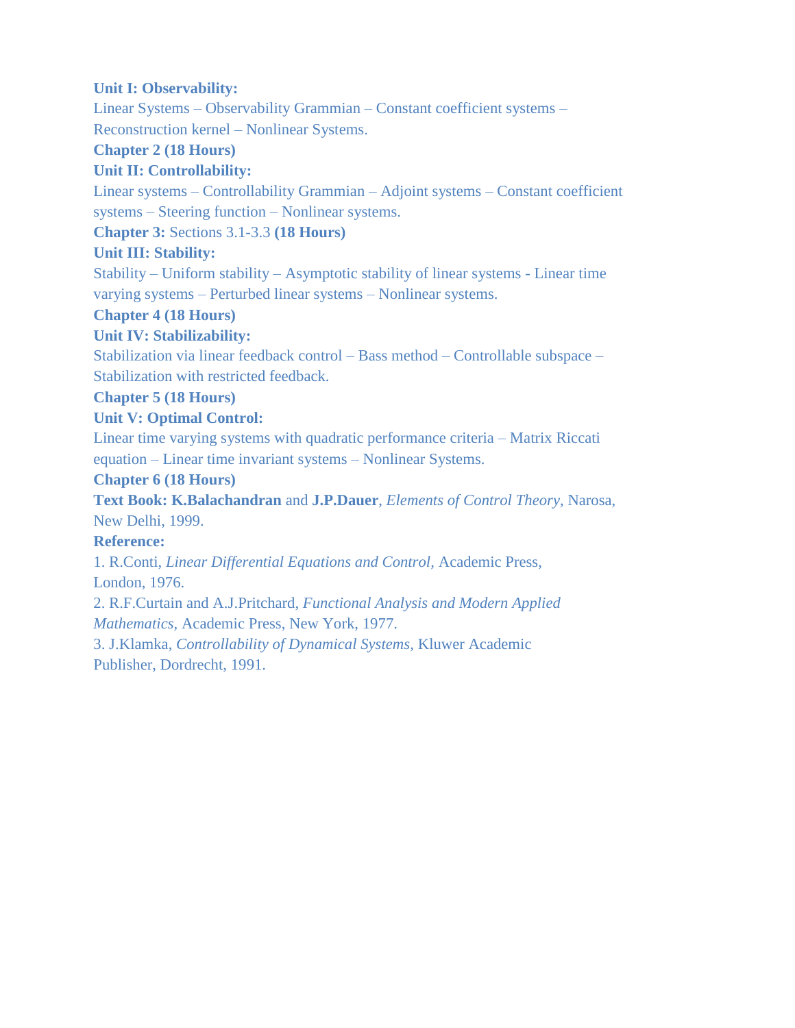**Unit I: Observability:**

Linear Systems – Observability Grammian – Constant coefficient systems – Reconstruction kernel – Nonlinear Systems.

**Chapter 2 (18 Hours)**

**Unit II: Controllability:**

Linear systems – Controllability Grammian – Adjoint systems – Constant coefficient systems – Steering function – Nonlinear systems.

**Chapter 3:** Sections 3.1-3.3 **(18 Hours)**

**Unit III: Stability:**

Stability – Uniform stability – Asymptotic stability of linear systems - Linear time varying systems – Perturbed linear systems – Nonlinear systems.

**Chapter 4 (18 Hours)**

**Unit IV: Stabilizability:**

Stabilization via linear feedback control – Bass method – Controllable subspace – Stabilization with restricted feedback.

**Chapter 5 (18 Hours)**

**Unit V: Optimal Control:**

Linear time varying systems with quadratic performance criteria – Matrix Riccati equation – Linear time invariant systems – Nonlinear Systems.

**Chapter 6 (18 Hours)**

**Text Book: K.Balachandran** and **J.P.Dauer**, *Elements of Control Theory*, Narosa, New Delhi, 1999.

**Reference:**

1. R.Conti, *Linear Differential Equations and Control,* Academic Press, London, 1976.
2. R.F.Curtain and A.J.Pritchard, *Functional Analysis and Modern Applied Mathematics*, Academic Press, New York, 1977.
3. J.Klamka, *Controllability of Dynamical Systems*, Kluwer Academic Publisher, Dordrecht, 1991.